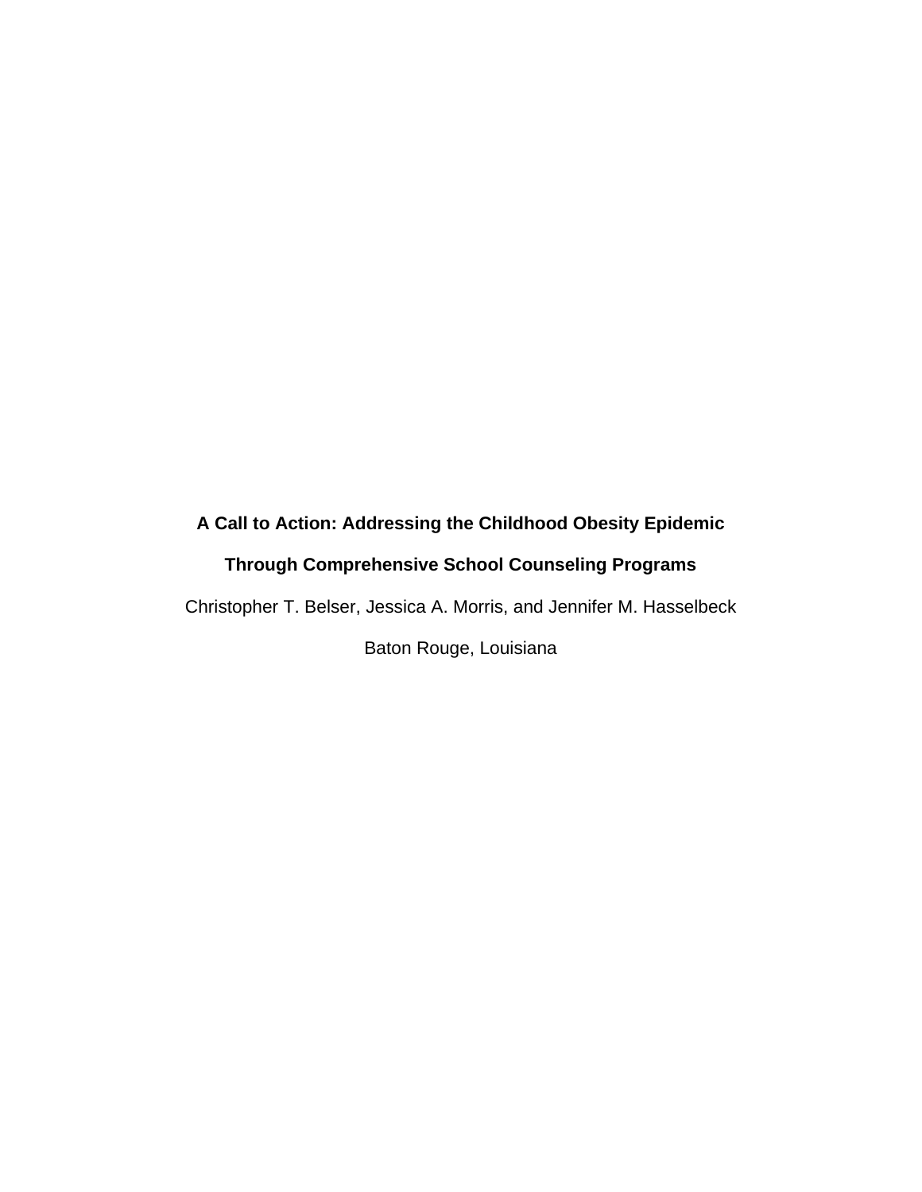# A Call to Action: Addressing the Childhood Obesity Epidemic Through Comprehensive School Counseling Programs

Christopher T. Belser, Jessica A. Morris, and Jennifer M. Hasselbeck

Baton Rouge, Louisiana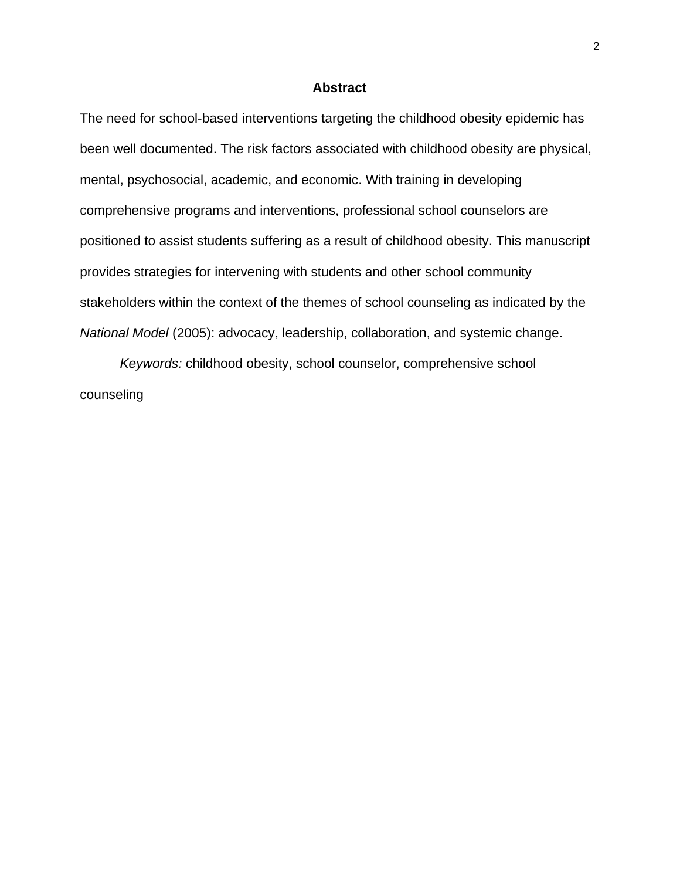## Abstract

The need for school-based interventions targeting the childhood obesity epidemic has been well documented. The risk factors associated with childhood obesity are physical, mental, psychosocial, academic, and economic. With training in developing comprehensive programs and interventions, professional school counselors are positioned to assist students suffering as a result of childhood obesity. This manuscript provides strategies for intervening with students and other school community stakeholders within the context of the themes of school counseling as indicated by the *National Model* (2005): advocacy, leadership, collaboration, and systemic change.

*Keywords:* childhood obesity, school counselor, comprehensive school counseling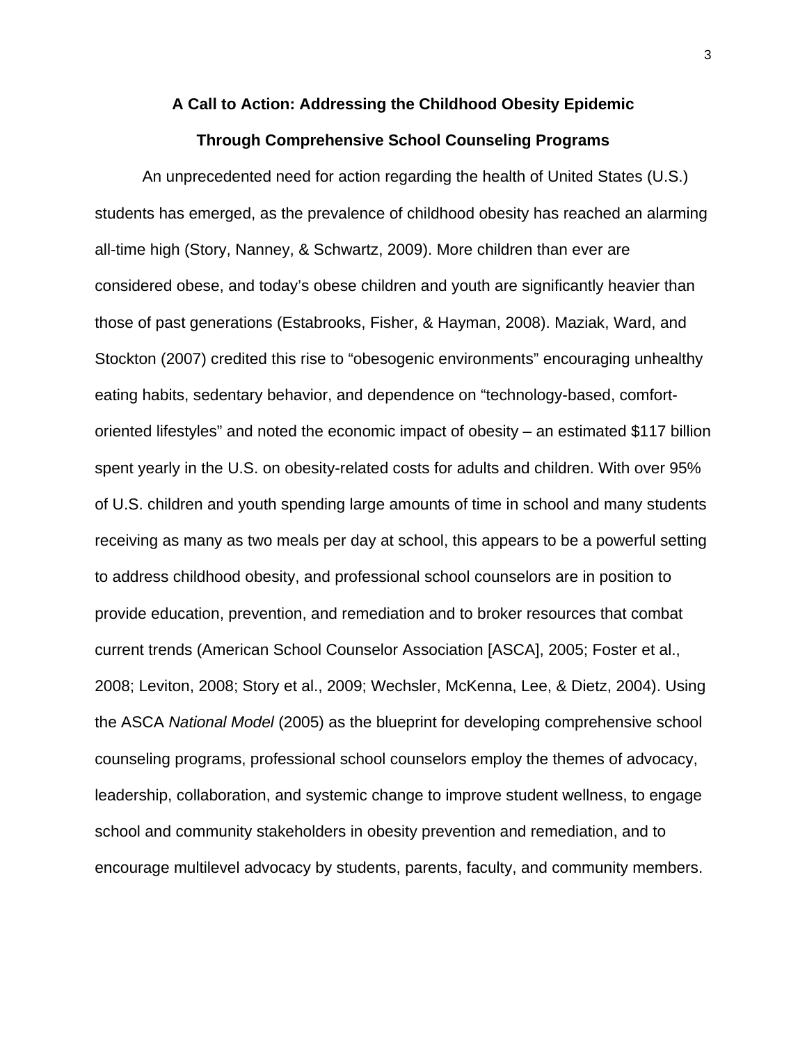# A Call to Action: Addressing the Childhood Obesity Epidemic Through Comprehensive School Counseling Programs

An unprecedented need for action regarding the health of United States (U.S.) students has emerged, as the prevalence of childhood obesity has reached an alarming all-time high (Story, Nanney, & Schwartz, 2009). More children than ever are considered obese, and today's obese children and youth are significantly heavier than those of past generations (Estabrooks, Fisher, & Hayman, 2008). Maziak, Ward, and Stockton (2007) credited this rise to "obesogenic environments" encouraging unhealthy eating habits, sedentary behavior, and dependence on "technology-based, comfort-oriented lifestyles" and noted the economic impact of obesity – an estimated $117 billion spent yearly in the U.S. on obesity-related costs for adults and children. With over 95% of U.S. children and youth spending large amounts of time in school and many students receiving as many as two meals per day at school, this appears to be a powerful setting to address childhood obesity, and professional school counselors are in position to provide education, prevention, and remediation and to broker resources that combat current trends (American School Counselor Association [ASCA], 2005; Foster et al., 2008; Leviton, 2008; Story et al., 2009; Wechsler, McKenna, Lee, & Dietz, 2004). Using the ASCA *National Model* (2005) as the blueprint for developing comprehensive school counseling programs, professional school counselors employ the themes of advocacy, leadership, collaboration, and systemic change to improve student wellness, to engage school and community stakeholders in obesity prevention and remediation, and to encourage multilevel advocacy by students, parents, faculty, and community members.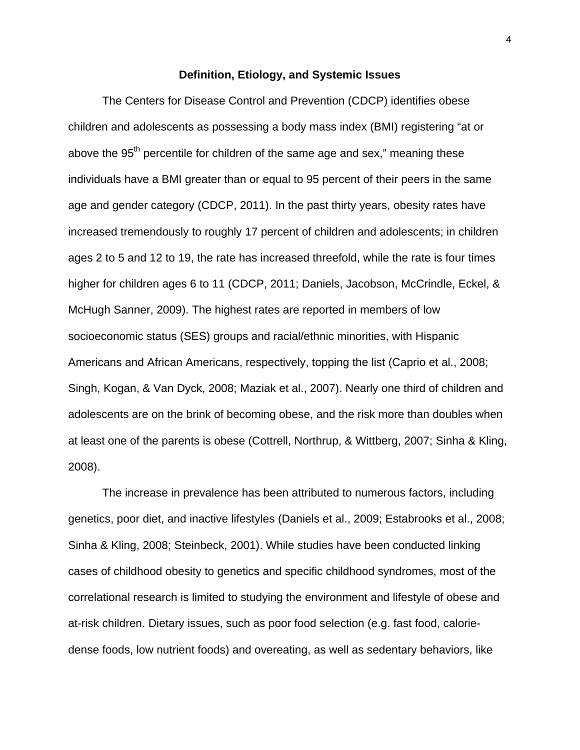## Definition, Etiology, and Systemic Issues

The Centers for Disease Control and Prevention (CDCP) identifies obese children and adolescents as possessing a body mass index (BMI) registering "at or above the 95th percentile for children of the same age and sex," meaning these individuals have a BMI greater than or equal to 95 percent of their peers in the same age and gender category (CDCP, 2011). In the past thirty years, obesity rates have increased tremendously to roughly 17 percent of children and adolescents; in children ages 2 to 5 and 12 to 19, the rate has increased threefold, while the rate is four times higher for children ages 6 to 11 (CDCP, 2011; Daniels, Jacobson, McCrindle, Eckel, & McHugh Sanner, 2009). The highest rates are reported in members of low socioeconomic status (SES) groups and racial/ethnic minorities, with Hispanic Americans and African Americans, respectively, topping the list (Caprio et al., 2008; Singh, Kogan, & Van Dyck, 2008; Maziak et al., 2007). Nearly one third of children and adolescents are on the brink of becoming obese, and the risk more than doubles when at least one of the parents is obese (Cottrell, Northrup, & Wittberg, 2007; Sinha & Kling, 2008).

The increase in prevalence has been attributed to numerous factors, including genetics, poor diet, and inactive lifestyles (Daniels et al., 2009; Estabrooks et al., 2008; Sinha & Kling, 2008; Steinbeck, 2001). While studies have been conducted linking cases of childhood obesity to genetics and specific childhood syndromes, most of the correlational research is limited to studying the environment and lifestyle of obese and at-risk children. Dietary issues, such as poor food selection (e.g. fast food, calorie-dense foods, low nutrient foods) and overeating, as well as sedentary behaviors, like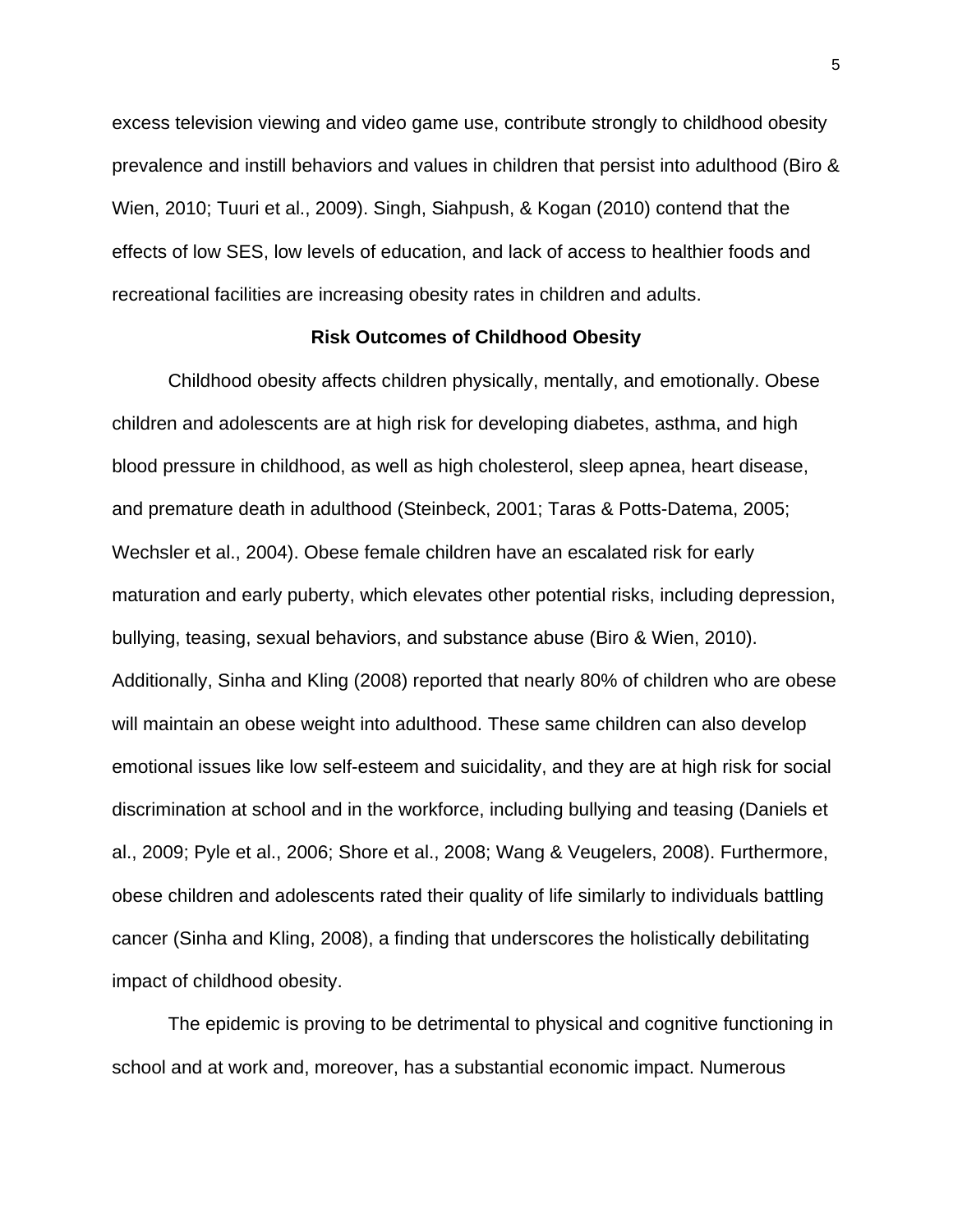excess television viewing and video game use, contribute strongly to childhood obesity prevalence and instill behaviors and values in children that persist into adulthood (Biro & Wien, 2010; Tuuri et al., 2009). Singh, Siahpush, & Kogan (2010) contend that the effects of low SES, low levels of education, and lack of access to healthier foods and recreational facilities are increasing obesity rates in children and adults.

## Risk Outcomes of Childhood Obesity

Childhood obesity affects children physically, mentally, and emotionally. Obese children and adolescents are at high risk for developing diabetes, asthma, and high blood pressure in childhood, as well as high cholesterol, sleep apnea, heart disease, and premature death in adulthood (Steinbeck, 2001; Taras & Potts-Datema, 2005; Wechsler et al., 2004). Obese female children have an escalated risk for early maturation and early puberty, which elevates other potential risks, including depression, bullying, teasing, sexual behaviors, and substance abuse (Biro & Wien, 2010). Additionally, Sinha and Kling (2008) reported that nearly 80% of children who are obese will maintain an obese weight into adulthood. These same children can also develop emotional issues like low self-esteem and suicidality, and they are at high risk for social discrimination at school and in the workforce, including bullying and teasing (Daniels et al., 2009; Pyle et al., 2006; Shore et al., 2008; Wang & Veugelers, 2008). Furthermore, obese children and adolescents rated their quality of life similarly to individuals battling cancer (Sinha and Kling, 2008), a finding that underscores the holistically debilitating impact of childhood obesity.

The epidemic is proving to be detrimental to physical and cognitive functioning in school and at work and, moreover, has a substantial economic impact. Numerous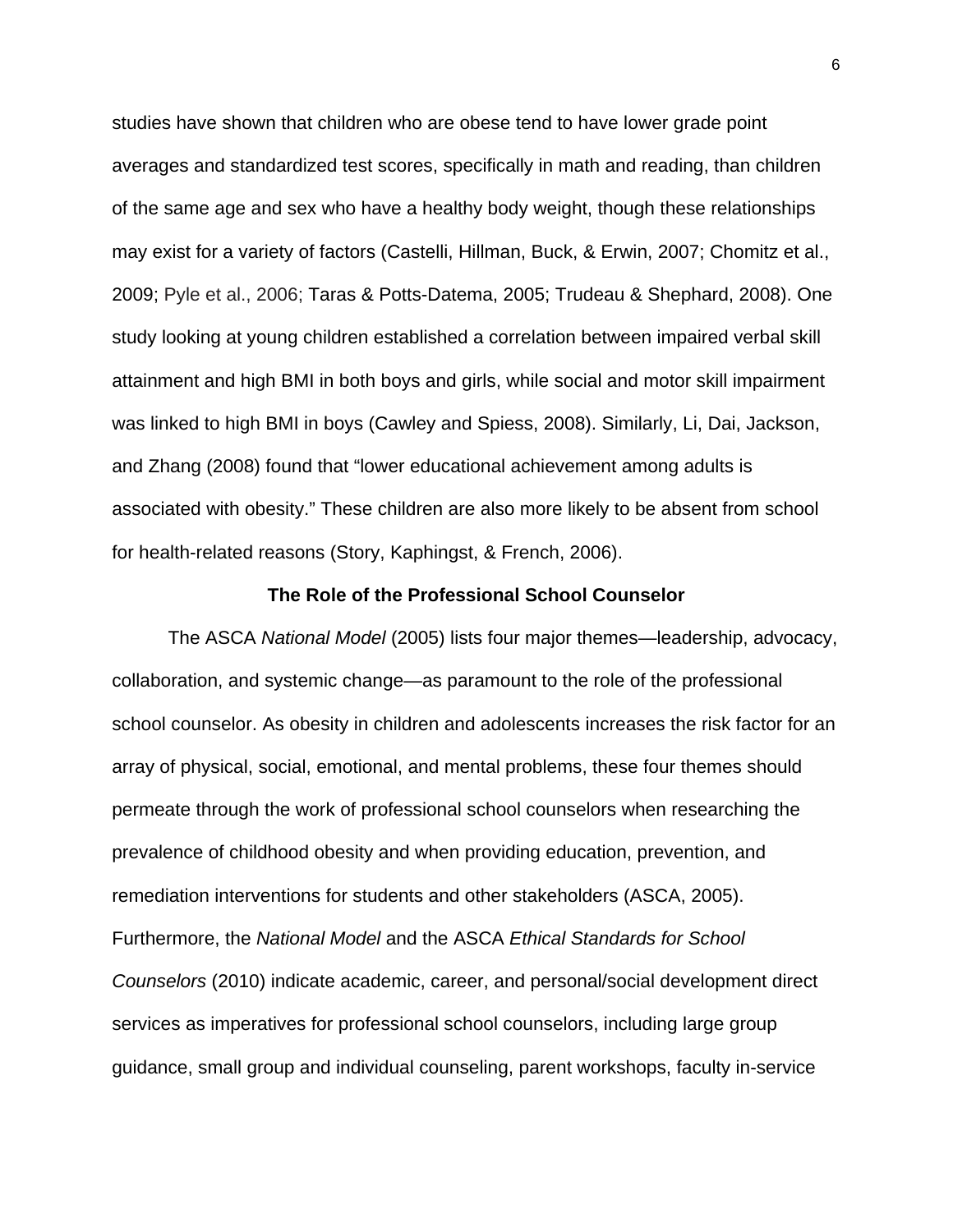studies have shown that children who are obese tend to have lower grade point averages and standardized test scores, specifically in math and reading, than children of the same age and sex who have a healthy body weight, though these relationships may exist for a variety of factors (Castelli, Hillman, Buck, & Erwin, 2007; Chomitz et al., 2009; Pyle et al., 2006; Taras & Potts-Datema, 2005; Trudeau & Shephard, 2008). One study looking at young children established a correlation between impaired verbal skill attainment and high BMI in both boys and girls, while social and motor skill impairment was linked to high BMI in boys (Cawley and Spiess, 2008). Similarly, Li, Dai, Jackson, and Zhang (2008) found that "lower educational achievement among adults is associated with obesity." These children are also more likely to be absent from school for health-related reasons (Story, Kaphingst, & French, 2006).

## The Role of the Professional School Counselor

The ASCA *National Model* (2005) lists four major themes—leadership, advocacy, collaboration, and systemic change—as paramount to the role of the professional school counselor. As obesity in children and adolescents increases the risk factor for an array of physical, social, emotional, and mental problems, these four themes should permeate through the work of professional school counselors when researching the prevalence of childhood obesity and when providing education, prevention, and remediation interventions for students and other stakeholders (ASCA, 2005). Furthermore, the *National Model* and the ASCA *Ethical Standards for School Counselors* (2010) indicate academic, career, and personal/social development direct services as imperatives for professional school counselors, including large group guidance, small group and individual counseling, parent workshops, faculty in-service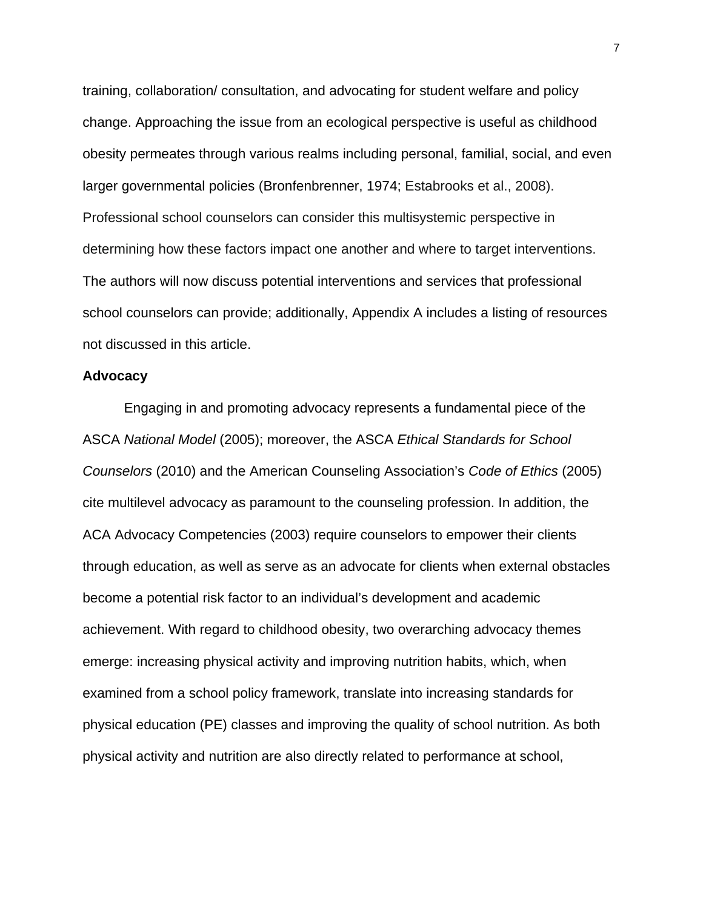training, collaboration/ consultation, and advocating for student welfare and policy change. Approaching the issue from an ecological perspective is useful as childhood obesity permeates through various realms including personal, familial, social, and even larger governmental policies (Bronfenbrenner, 1974; Estabrooks et al., 2008). Professional school counselors can consider this multisystemic perspective in determining how these factors impact one another and where to target interventions. The authors will now discuss potential interventions and services that professional school counselors can provide; additionally, Appendix A includes a listing of resources not discussed in this article.

**Advocacy**

Engaging in and promoting advocacy represents a fundamental piece of the ASCA *National Model* (2005); moreover, the ASCA *Ethical Standards for School Counselors* (2010) and the American Counseling Association's *Code of Ethics* (2005) cite multilevel advocacy as paramount to the counseling profession. In addition, the ACA Advocacy Competencies (2003) require counselors to empower their clients through education, as well as serve as an advocate for clients when external obstacles become a potential risk factor to an individual's development and academic achievement. With regard to childhood obesity, two overarching advocacy themes emerge: increasing physical activity and improving nutrition habits, which, when examined from a school policy framework, translate into increasing standards for physical education (PE) classes and improving the quality of school nutrition. As both physical activity and nutrition are also directly related to performance at school,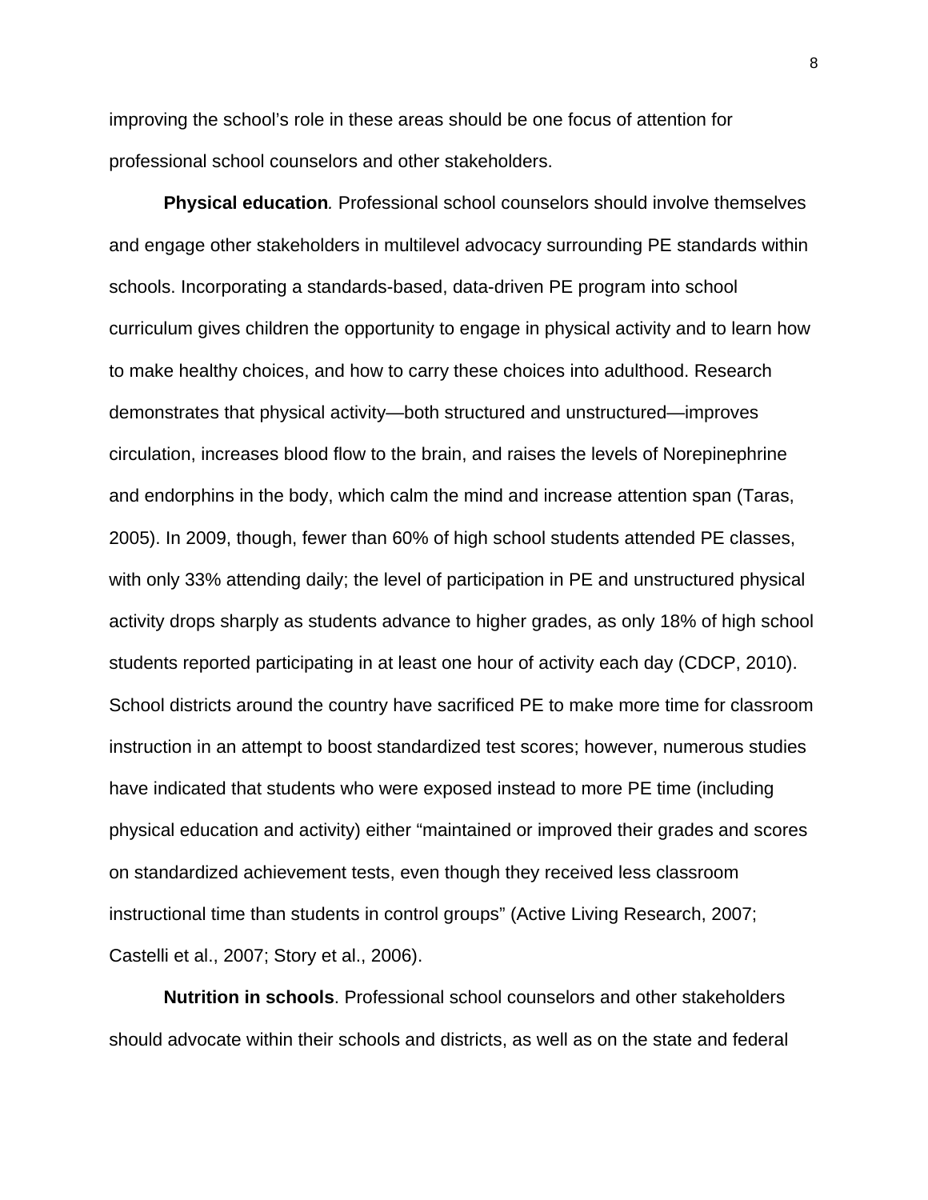improving the school's role in these areas should be one focus of attention for professional school counselors and other stakeholders.

**Physical education***.* Professional school counselors should involve themselves and engage other stakeholders in multilevel advocacy surrounding PE standards within schools. Incorporating a standards-based, data-driven PE program into school curriculum gives children the opportunity to engage in physical activity and to learn how to make healthy choices, and how to carry these choices into adulthood. Research demonstrates that physical activity—both structured and unstructured—improves circulation, increases blood flow to the brain, and raises the levels of Norepinephrine and endorphins in the body, which calm the mind and increase attention span (Taras, 2005). In 2009, though, fewer than 60% of high school students attended PE classes, with only 33% attending daily; the level of participation in PE and unstructured physical activity drops sharply as students advance to higher grades, as only 18% of high school students reported participating in at least one hour of activity each day (CDCP, 2010). School districts around the country have sacrificed PE to make more time for classroom instruction in an attempt to boost standardized test scores; however, numerous studies have indicated that students who were exposed instead to more PE time (including physical education and activity) either "maintained or improved their grades and scores on standardized achievement tests, even though they received less classroom instructional time than students in control groups" (Active Living Research, 2007; Castelli et al., 2007; Story et al., 2006).

**Nutrition in schools**. Professional school counselors and other stakeholders should advocate within their schools and districts, as well as on the state and federal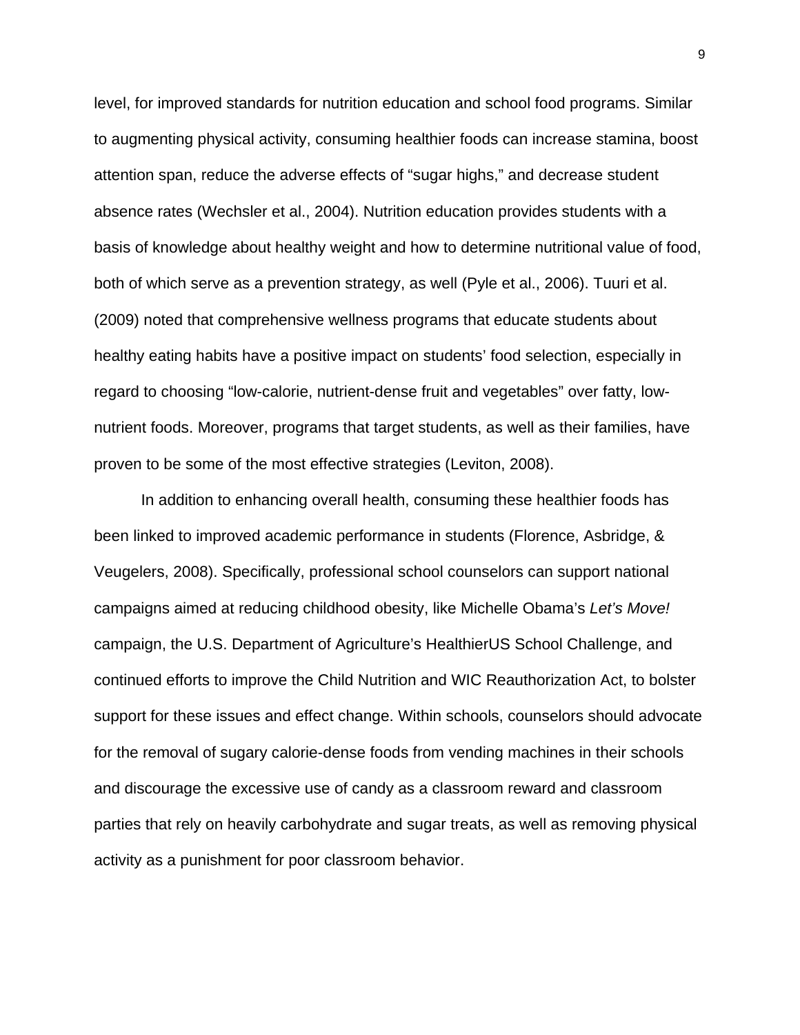level, for improved standards for nutrition education and school food programs. Similar to augmenting physical activity, consuming healthier foods can increase stamina, boost attention span, reduce the adverse effects of "sugar highs," and decrease student absence rates (Wechsler et al., 2004). Nutrition education provides students with a basis of knowledge about healthy weight and how to determine nutritional value of food, both of which serve as a prevention strategy, as well (Pyle et al., 2006). Tuuri et al. (2009) noted that comprehensive wellness programs that educate students about healthy eating habits have a positive impact on students' food selection, especially in regard to choosing "low-calorie, nutrient-dense fruit and vegetables" over fatty, low-nutrient foods. Moreover, programs that target students, as well as their families, have proven to be some of the most effective strategies (Leviton, 2008).

In addition to enhancing overall health, consuming these healthier foods has been linked to improved academic performance in students (Florence, Asbridge, & Veugelers, 2008). Specifically, professional school counselors can support national campaigns aimed at reducing childhood obesity, like Michelle Obama's *Let's Move!* campaign, the U.S. Department of Agriculture's HealthierUS School Challenge, and continued efforts to improve the Child Nutrition and WIC Reauthorization Act, to bolster support for these issues and effect change. Within schools, counselors should advocate for the removal of sugary calorie-dense foods from vending machines in their schools and discourage the excessive use of candy as a classroom reward and classroom parties that rely on heavily carbohydrate and sugar treats, as well as removing physical activity as a punishment for poor classroom behavior.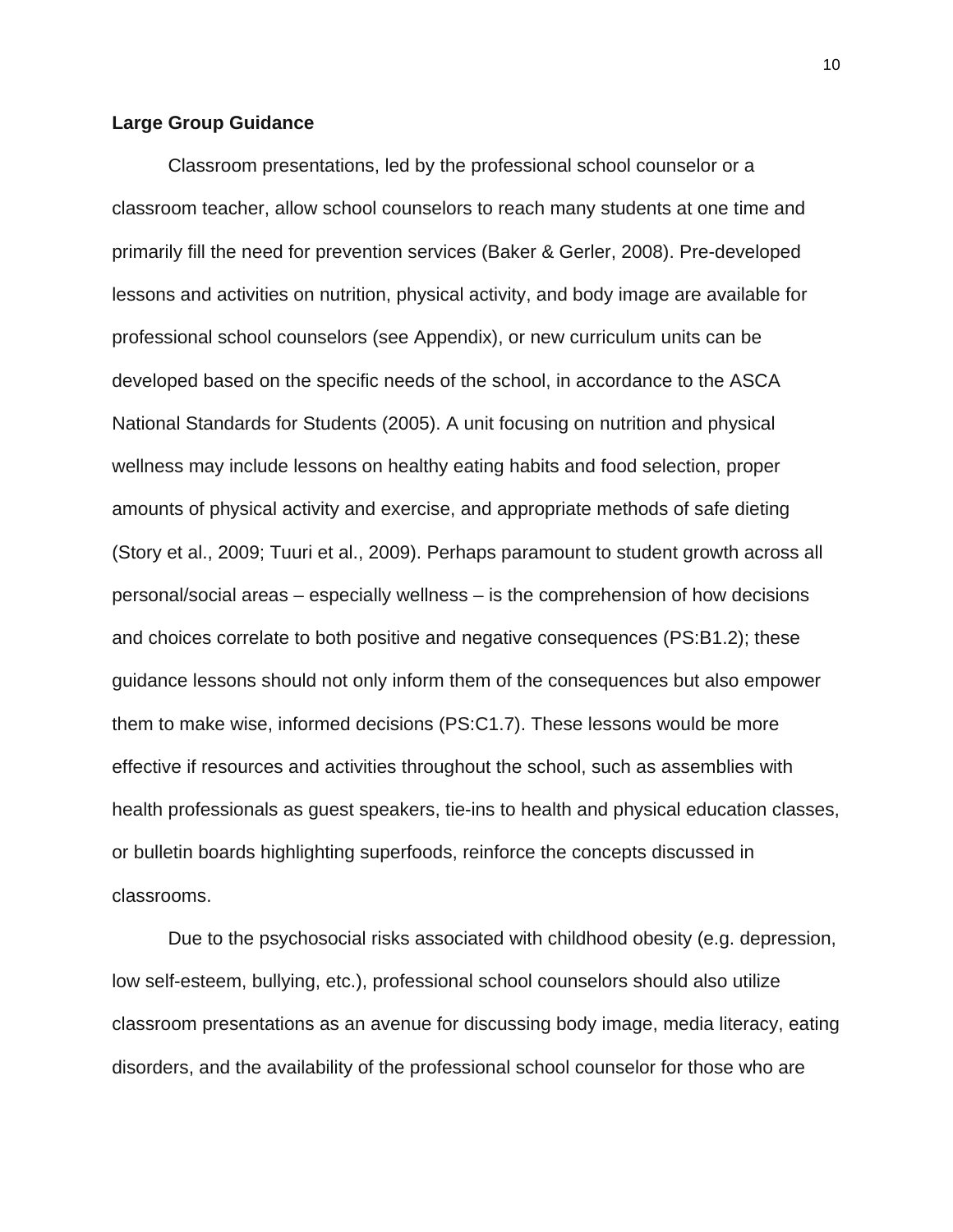**Large Group Guidance**

Classroom presentations, led by the professional school counselor or a classroom teacher, allow school counselors to reach many students at one time and primarily fill the need for prevention services (Baker & Gerler, 2008). Pre-developed lessons and activities on nutrition, physical activity, and body image are available for professional school counselors (see Appendix), or new curriculum units can be developed based on the specific needs of the school, in accordance to the ASCA National Standards for Students (2005). A unit focusing on nutrition and physical wellness may include lessons on healthy eating habits and food selection, proper amounts of physical activity and exercise, and appropriate methods of safe dieting (Story et al., 2009; Tuuri et al., 2009). Perhaps paramount to student growth across all personal/social areas – especially wellness – is the comprehension of how decisions and choices correlate to both positive and negative consequences (PS:B1.2); these guidance lessons should not only inform them of the consequences but also empower them to make wise, informed decisions (PS:C1.7). These lessons would be more effective if resources and activities throughout the school, such as assemblies with health professionals as guest speakers, tie-ins to health and physical education classes, or bulletin boards highlighting superfoods, reinforce the concepts discussed in classrooms.

Due to the psychosocial risks associated with childhood obesity (e.g. depression, low self-esteem, bullying, etc.), professional school counselors should also utilize classroom presentations as an avenue for discussing body image, media literacy, eating disorders, and the availability of the professional school counselor for those who are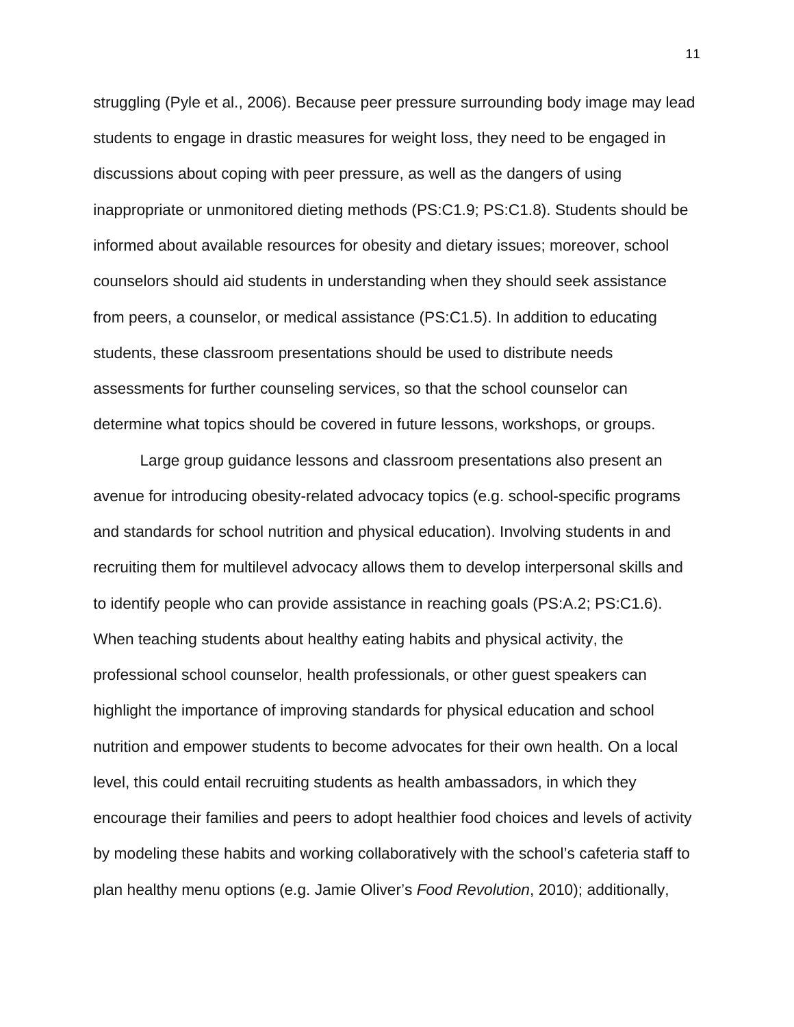struggling (Pyle et al., 2006). Because peer pressure surrounding body image may lead students to engage in drastic measures for weight loss, they need to be engaged in discussions about coping with peer pressure, as well as the dangers of using inappropriate or unmonitored dieting methods (PS:C1.9; PS:C1.8). Students should be informed about available resources for obesity and dietary issues; moreover, school counselors should aid students in understanding when they should seek assistance from peers, a counselor, or medical assistance (PS:C1.5). In addition to educating students, these classroom presentations should be used to distribute needs assessments for further counseling services, so that the school counselor can determine what topics should be covered in future lessons, workshops, or groups.

Large group guidance lessons and classroom presentations also present an avenue for introducing obesity-related advocacy topics (e.g. school-specific programs and standards for school nutrition and physical education). Involving students in and recruiting them for multilevel advocacy allows them to develop interpersonal skills and to identify people who can provide assistance in reaching goals (PS:A.2; PS:C1.6). When teaching students about healthy eating habits and physical activity, the professional school counselor, health professionals, or other guest speakers can highlight the importance of improving standards for physical education and school nutrition and empower students to become advocates for their own health. On a local level, this could entail recruiting students as health ambassadors, in which they encourage their families and peers to adopt healthier food choices and levels of activity by modeling these habits and working collaboratively with the school's cafeteria staff to plan healthy menu options (e.g. Jamie Oliver's *Food Revolution*, 2010); additionally,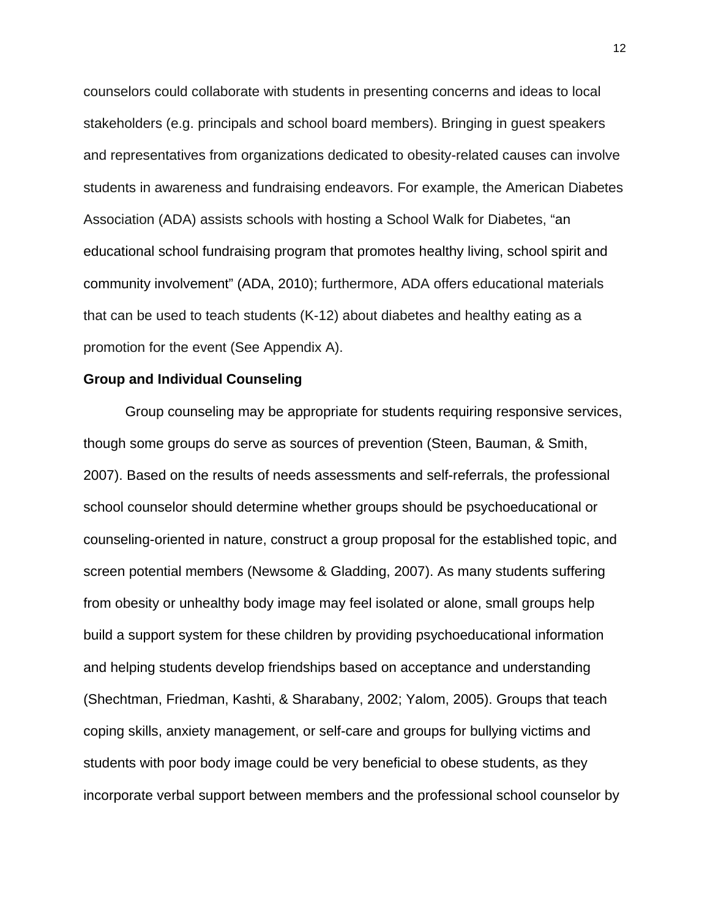counselors could collaborate with students in presenting concerns and ideas to local stakeholders (e.g. principals and school board members). Bringing in guest speakers and representatives from organizations dedicated to obesity-related causes can involve students in awareness and fundraising endeavors. For example, the American Diabetes Association (ADA) assists schools with hosting a School Walk for Diabetes, "an educational school fundraising program that promotes healthy living, school spirit and community involvement" (ADA, 2010); furthermore, ADA offers educational materials that can be used to teach students (K-12) about diabetes and healthy eating as a promotion for the event (See Appendix A).

**Group and Individual Counseling**

Group counseling may be appropriate for students requiring responsive services, though some groups do serve as sources of prevention (Steen, Bauman, & Smith, 2007). Based on the results of needs assessments and self-referrals, the professional school counselor should determine whether groups should be psychoeducational or counseling-oriented in nature, construct a group proposal for the established topic, and screen potential members (Newsome & Gladding, 2007). As many students suffering from obesity or unhealthy body image may feel isolated or alone, small groups help build a support system for these children by providing psychoeducational information and helping students develop friendships based on acceptance and understanding (Shechtman, Friedman, Kashti, & Sharabany, 2002; Yalom, 2005). Groups that teach coping skills, anxiety management, or self-care and groups for bullying victims and students with poor body image could be very beneficial to obese students, as they incorporate verbal support between members and the professional school counselor by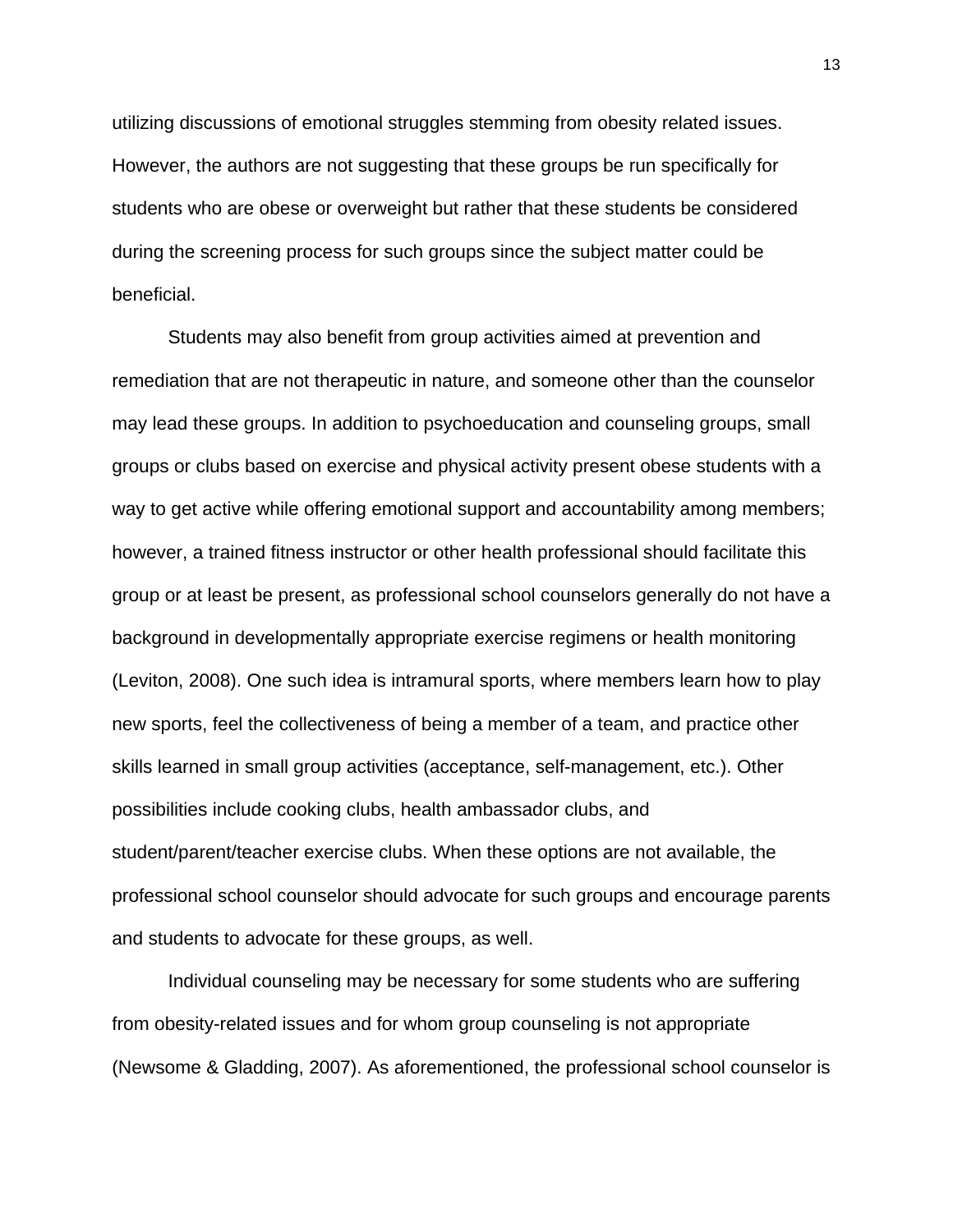utilizing discussions of emotional struggles stemming from obesity related issues. However, the authors are not suggesting that these groups be run specifically for students who are obese or overweight but rather that these students be considered during the screening process for such groups since the subject matter could be beneficial.

Students may also benefit from group activities aimed at prevention and remediation that are not therapeutic in nature, and someone other than the counselor may lead these groups. In addition to psychoeducation and counseling groups, small groups or clubs based on exercise and physical activity present obese students with a way to get active while offering emotional support and accountability among members; however, a trained fitness instructor or other health professional should facilitate this group or at least be present, as professional school counselors generally do not have a background in developmentally appropriate exercise regimens or health monitoring (Leviton, 2008). One such idea is intramural sports, where members learn how to play new sports, feel the collectiveness of being a member of a team, and practice other skills learned in small group activities (acceptance, self-management, etc.). Other possibilities include cooking clubs, health ambassador clubs, and student/parent/teacher exercise clubs. When these options are not available, the professional school counselor should advocate for such groups and encourage parents and students to advocate for these groups, as well.

Individual counseling may be necessary for some students who are suffering from obesity-related issues and for whom group counseling is not appropriate (Newsome & Gladding, 2007). As aforementioned, the professional school counselor is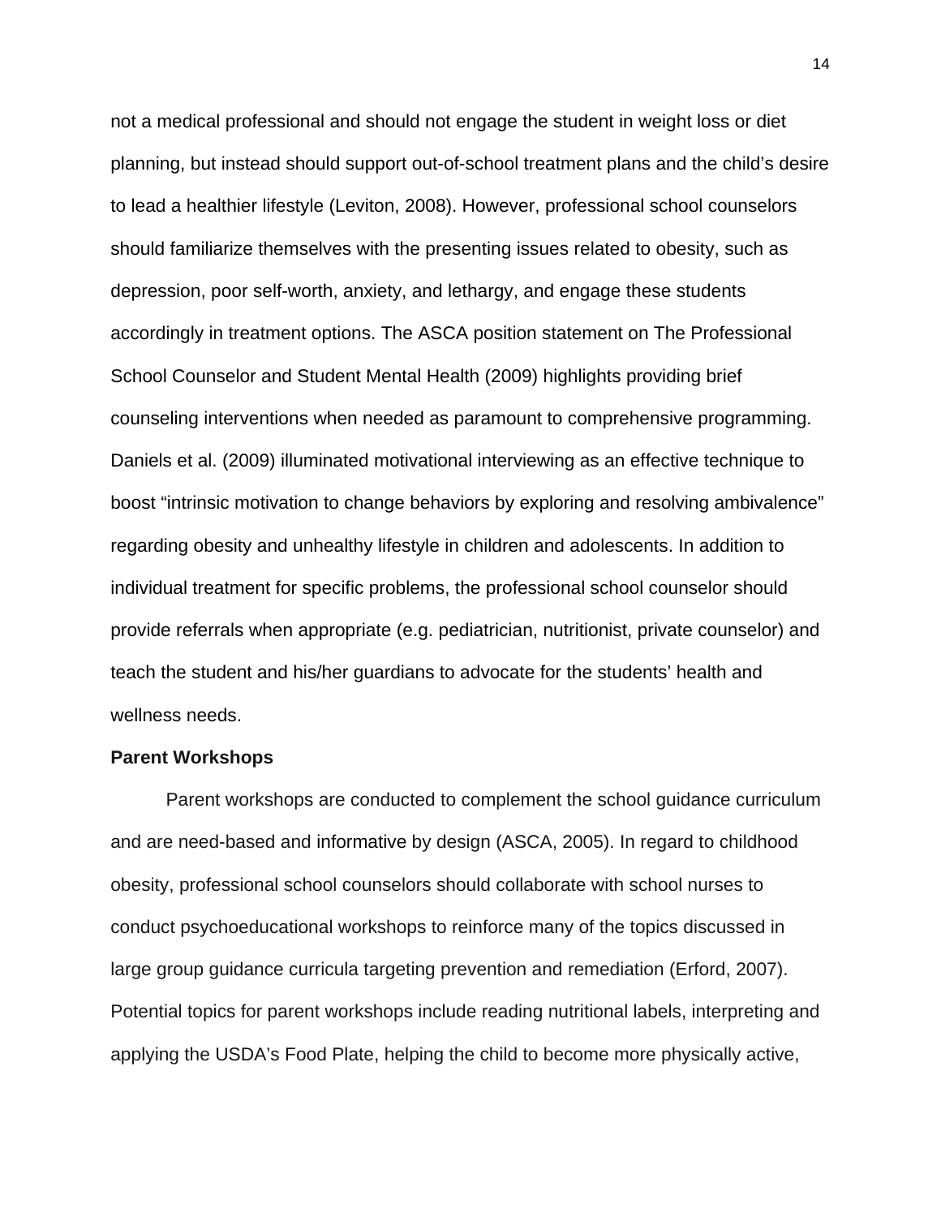not a medical professional and should not engage the student in weight loss or diet planning, but instead should support out-of-school treatment plans and the child's desire to lead a healthier lifestyle (Leviton, 2008). However, professional school counselors should familiarize themselves with the presenting issues related to obesity, such as depression, poor self-worth, anxiety, and lethargy, and engage these students accordingly in treatment options. The ASCA position statement on The Professional School Counselor and Student Mental Health (2009) highlights providing brief counseling interventions when needed as paramount to comprehensive programming. Daniels et al. (2009) illuminated motivational interviewing as an effective technique to boost "intrinsic motivation to change behaviors by exploring and resolving ambivalence" regarding obesity and unhealthy lifestyle in children and adolescents. In addition to individual treatment for specific problems, the professional school counselor should provide referrals when appropriate (e.g. pediatrician, nutritionist, private counselor) and teach the student and his/her guardians to advocate for the students' health and wellness needs.

**Parent Workshops**

Parent workshops are conducted to complement the school guidance curriculum and are need-based and informative by design (ASCA, 2005). In regard to childhood obesity, professional school counselors should collaborate with school nurses to conduct psychoeducational workshops to reinforce many of the topics discussed in large group guidance curricula targeting prevention and remediation (Erford, 2007). Potential topics for parent workshops include reading nutritional labels, interpreting and applying the USDA's Food Plate, helping the child to become more physically active,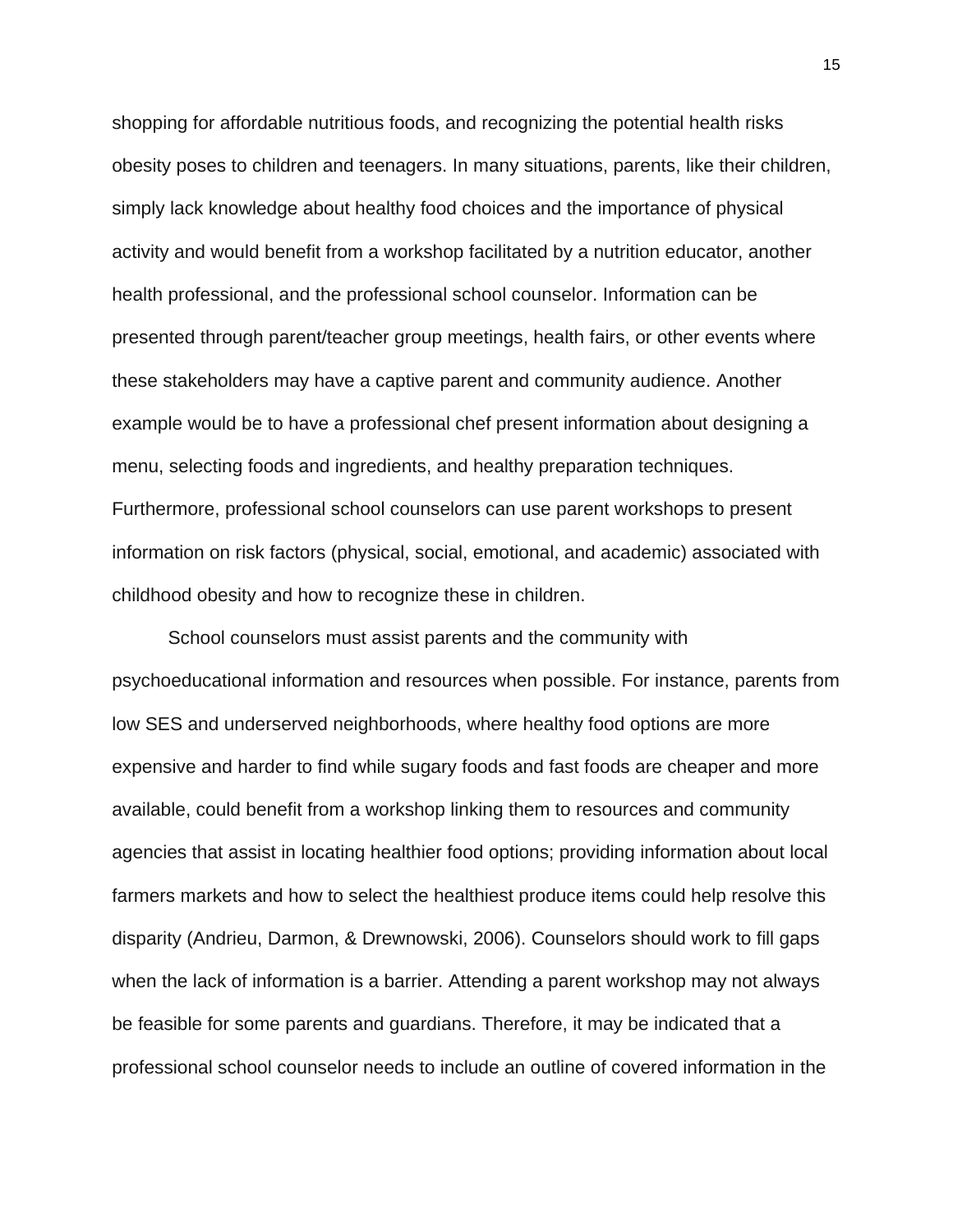shopping for affordable nutritious foods, and recognizing the potential health risks obesity poses to children and teenagers. In many situations, parents, like their children, simply lack knowledge about healthy food choices and the importance of physical activity and would benefit from a workshop facilitated by a nutrition educator, another health professional, and the professional school counselor. Information can be presented through parent/teacher group meetings, health fairs, or other events where these stakeholders may have a captive parent and community audience. Another example would be to have a professional chef present information about designing a menu, selecting foods and ingredients, and healthy preparation techniques. Furthermore, professional school counselors can use parent workshops to present information on risk factors (physical, social, emotional, and academic) associated with childhood obesity and how to recognize these in children.

School counselors must assist parents and the community with psychoeducational information and resources when possible. For instance, parents from low SES and underserved neighborhoods, where healthy food options are more expensive and harder to find while sugary foods and fast foods are cheaper and more available, could benefit from a workshop linking them to resources and community agencies that assist in locating healthier food options; providing information about local farmers markets and how to select the healthiest produce items could help resolve this disparity (Andrieu, Darmon, & Drewnowski, 2006). Counselors should work to fill gaps when the lack of information is a barrier. Attending a parent workshop may not always be feasible for some parents and guardians. Therefore, it may be indicated that a professional school counselor needs to include an outline of covered information in the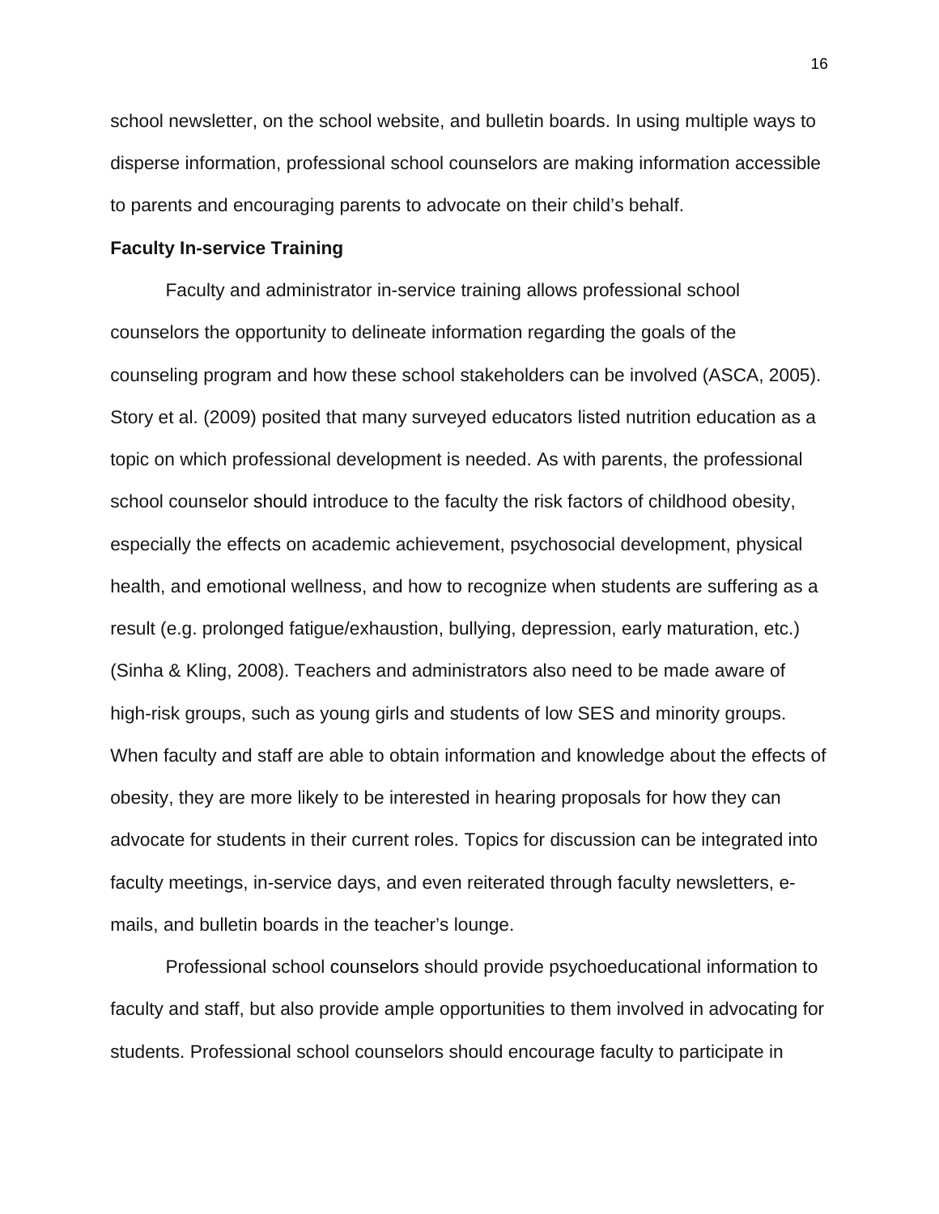school newsletter, on the school website, and bulletin boards. In using multiple ways to disperse information, professional school counselors are making information accessible to parents and encouraging parents to advocate on their child's behalf.

**Faculty In-service Training**

Faculty and administrator in-service training allows professional school counselors the opportunity to delineate information regarding the goals of the counseling program and how these school stakeholders can be involved (ASCA, 2005). Story et al. (2009) posited that many surveyed educators listed nutrition education as a topic on which professional development is needed. As with parents, the professional school counselor should introduce to the faculty the risk factors of childhood obesity, especially the effects on academic achievement, psychosocial development, physical health, and emotional wellness, and how to recognize when students are suffering as a result (e.g. prolonged fatigue/exhaustion, bullying, depression, early maturation, etc.) (Sinha & Kling, 2008). Teachers and administrators also need to be made aware of high-risk groups, such as young girls and students of low SES and minority groups. When faculty and staff are able to obtain information and knowledge about the effects of obesity, they are more likely to be interested in hearing proposals for how they can advocate for students in their current roles. Topics for discussion can be integrated into faculty meetings, in-service days, and even reiterated through faculty newsletters, e-mails, and bulletin boards in the teacher's lounge.

Professional school counselors should provide psychoeducational information to faculty and staff, but also provide ample opportunities to them involved in advocating for students. Professional school counselors should encourage faculty to participate in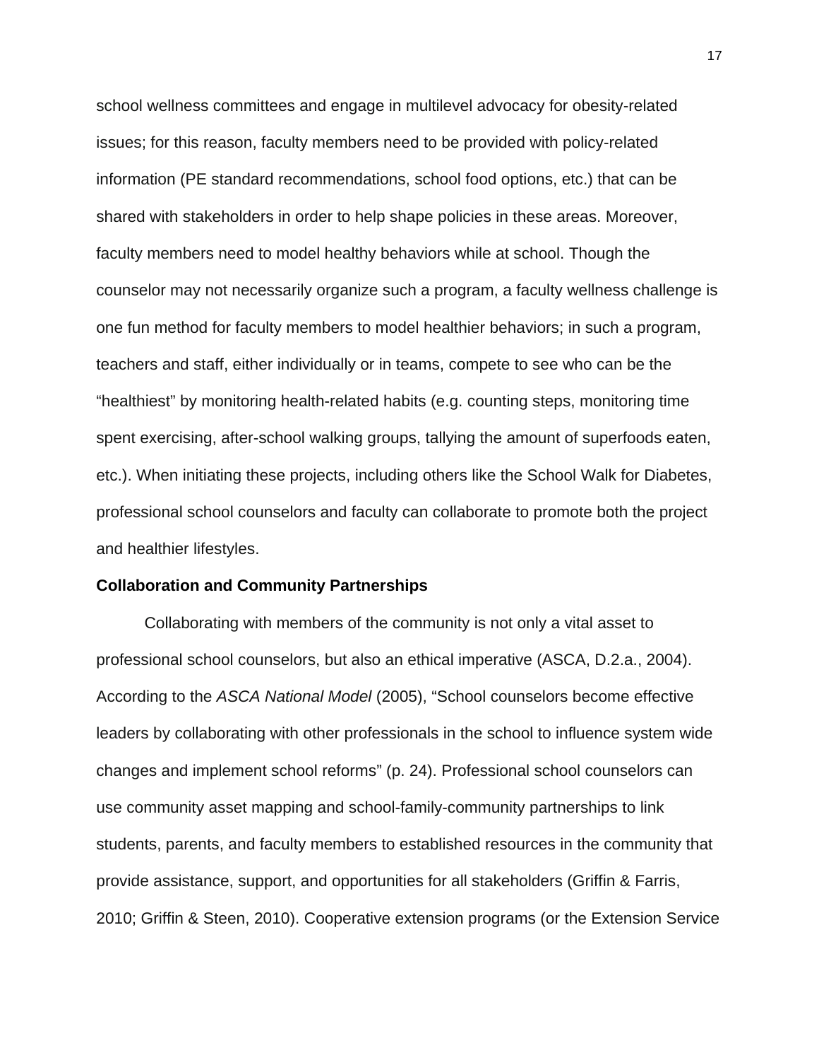school wellness committees and engage in multilevel advocacy for obesity-related issues; for this reason, faculty members need to be provided with policy-related information (PE standard recommendations, school food options, etc.) that can be shared with stakeholders in order to help shape policies in these areas. Moreover, faculty members need to model healthy behaviors while at school. Though the counselor may not necessarily organize such a program, a faculty wellness challenge is one fun method for faculty members to model healthier behaviors; in such a program, teachers and staff, either individually or in teams, compete to see who can be the "healthiest" by monitoring health-related habits (e.g. counting steps, monitoring time spent exercising, after-school walking groups, tallying the amount of superfoods eaten, etc.). When initiating these projects, including others like the School Walk for Diabetes, professional school counselors and faculty can collaborate to promote both the project and healthier lifestyles.

**Collaboration and Community Partnerships**

Collaborating with members of the community is not only a vital asset to professional school counselors, but also an ethical imperative (ASCA, D.2.a., 2004). According to the *ASCA National Model* (2005), "School counselors become effective leaders by collaborating with other professionals in the school to influence system wide changes and implement school reforms" (p. 24). Professional school counselors can use community asset mapping and school-family-community partnerships to link students, parents, and faculty members to established resources in the community that provide assistance, support, and opportunities for all stakeholders (Griffin & Farris, 2010; Griffin & Steen, 2010). Cooperative extension programs (or the Extension Service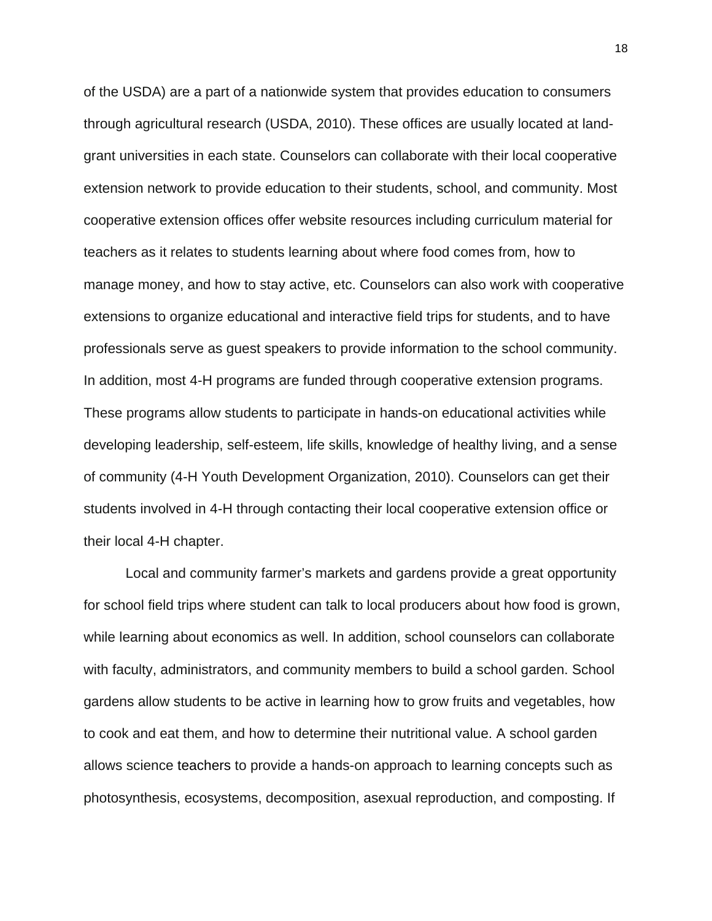of the USDA) are a part of a nationwide system that provides education to consumers through agricultural research (USDA, 2010). These offices are usually located at land-grant universities in each state. Counselors can collaborate with their local cooperative extension network to provide education to their students, school, and community. Most cooperative extension offices offer website resources including curriculum material for teachers as it relates to students learning about where food comes from, how to manage money, and how to stay active, etc. Counselors can also work with cooperative extensions to organize educational and interactive field trips for students, and to have professionals serve as guest speakers to provide information to the school community. In addition, most 4-H programs are funded through cooperative extension programs. These programs allow students to participate in hands-on educational activities while developing leadership, self-esteem, life skills, knowledge of healthy living, and a sense of community (4-H Youth Development Organization, 2010). Counselors can get their students involved in 4-H through contacting their local cooperative extension office or their local 4-H chapter.

Local and community farmer's markets and gardens provide a great opportunity for school field trips where student can talk to local producers about how food is grown, while learning about economics as well. In addition, school counselors can collaborate with faculty, administrators, and community members to build a school garden. School gardens allow students to be active in learning how to grow fruits and vegetables, how to cook and eat them, and how to determine their nutritional value. A school garden allows science teachers to provide a hands-on approach to learning concepts such as photosynthesis, ecosystems, decomposition, asexual reproduction, and composting. If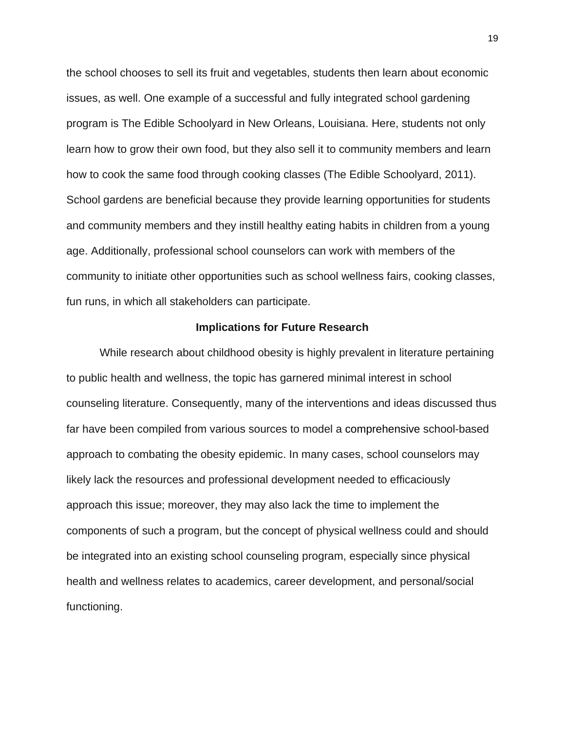the school chooses to sell its fruit and vegetables, students then learn about economic issues, as well. One example of a successful and fully integrated school gardening program is The Edible Schoolyard in New Orleans, Louisiana. Here, students not only learn how to grow their own food, but they also sell it to community members and learn how to cook the same food through cooking classes (The Edible Schoolyard, 2011). School gardens are beneficial because they provide learning opportunities for students and community members and they instill healthy eating habits in children from a young age. Additionally, professional school counselors can work with members of the community to initiate other opportunities such as school wellness fairs, cooking classes, fun runs, in which all stakeholders can participate.

## Implications for Future Research

While research about childhood obesity is highly prevalent in literature pertaining to public health and wellness, the topic has garnered minimal interest in school counseling literature. Consequently, many of the interventions and ideas discussed thus far have been compiled from various sources to model a comprehensive school-based approach to combating the obesity epidemic. In many cases, school counselors may likely lack the resources and professional development needed to efficaciously approach this issue; moreover, they may also lack the time to implement the components of such a program, but the concept of physical wellness could and should be integrated into an existing school counseling program, especially since physical health and wellness relates to academics, career development, and personal/social functioning.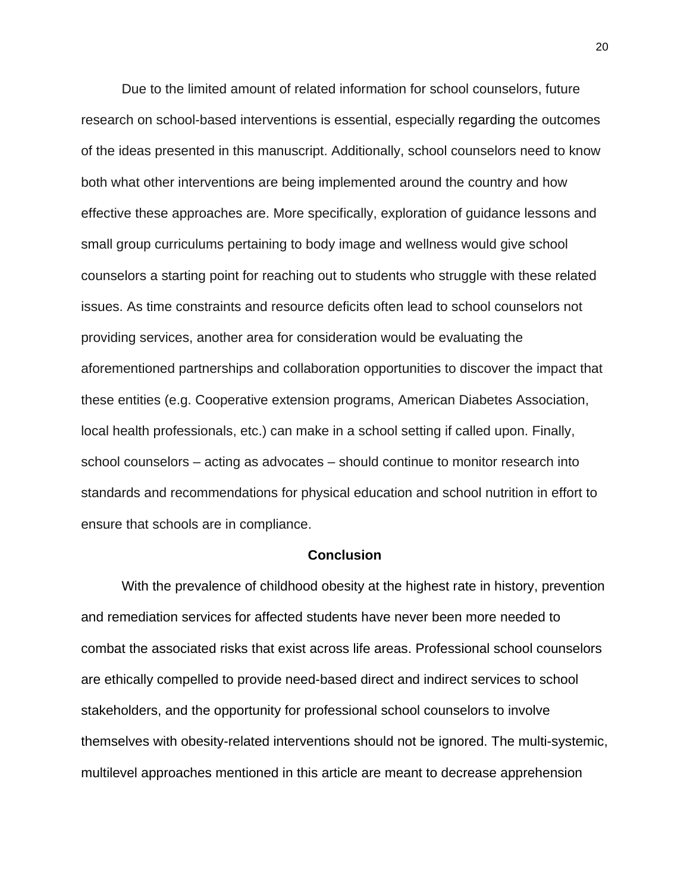Due to the limited amount of related information for school counselors, future research on school-based interventions is essential, especially regarding the outcomes of the ideas presented in this manuscript. Additionally, school counselors need to know both what other interventions are being implemented around the country and how effective these approaches are. More specifically, exploration of guidance lessons and small group curriculums pertaining to body image and wellness would give school counselors a starting point for reaching out to students who struggle with these related issues. As time constraints and resource deficits often lead to school counselors not providing services, another area for consideration would be evaluating the aforementioned partnerships and collaboration opportunities to discover the impact that these entities (e.g. Cooperative extension programs, American Diabetes Association, local health professionals, etc.) can make in a school setting if called upon. Finally, school counselors – acting as advocates – should continue to monitor research into standards and recommendations for physical education and school nutrition in effort to ensure that schools are in compliance.

## Conclusion

With the prevalence of childhood obesity at the highest rate in history, prevention and remediation services for affected students have never been more needed to combat the associated risks that exist across life areas. Professional school counselors are ethically compelled to provide need-based direct and indirect services to school stakeholders, and the opportunity for professional school counselors to involve themselves with obesity-related interventions should not be ignored. The multi-systemic, multilevel approaches mentioned in this article are meant to decrease apprehension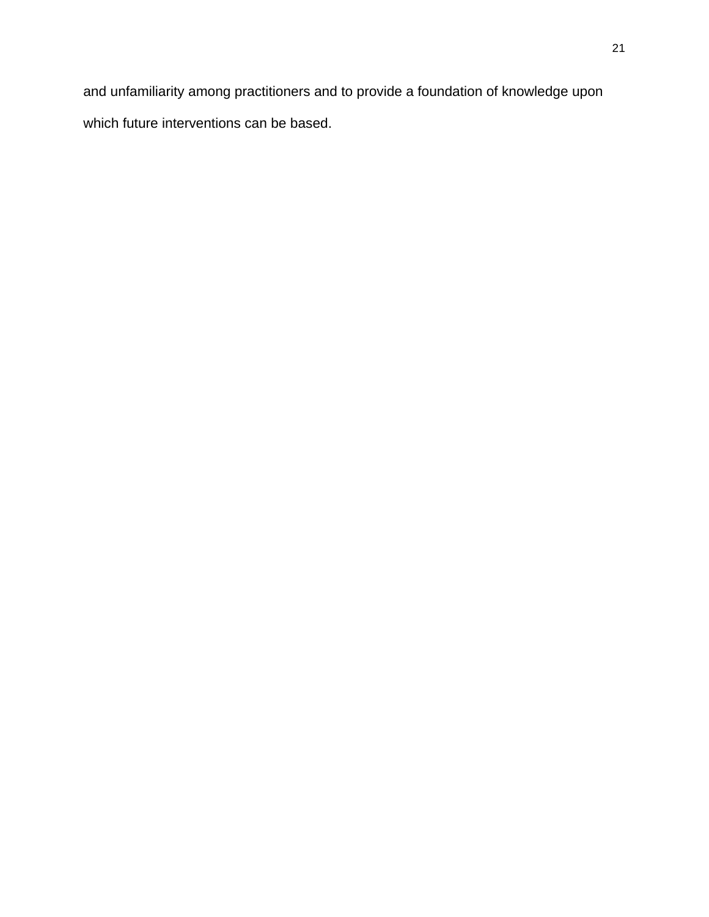and unfamiliarity among practitioners and to provide a foundation of knowledge upon which future interventions can be based.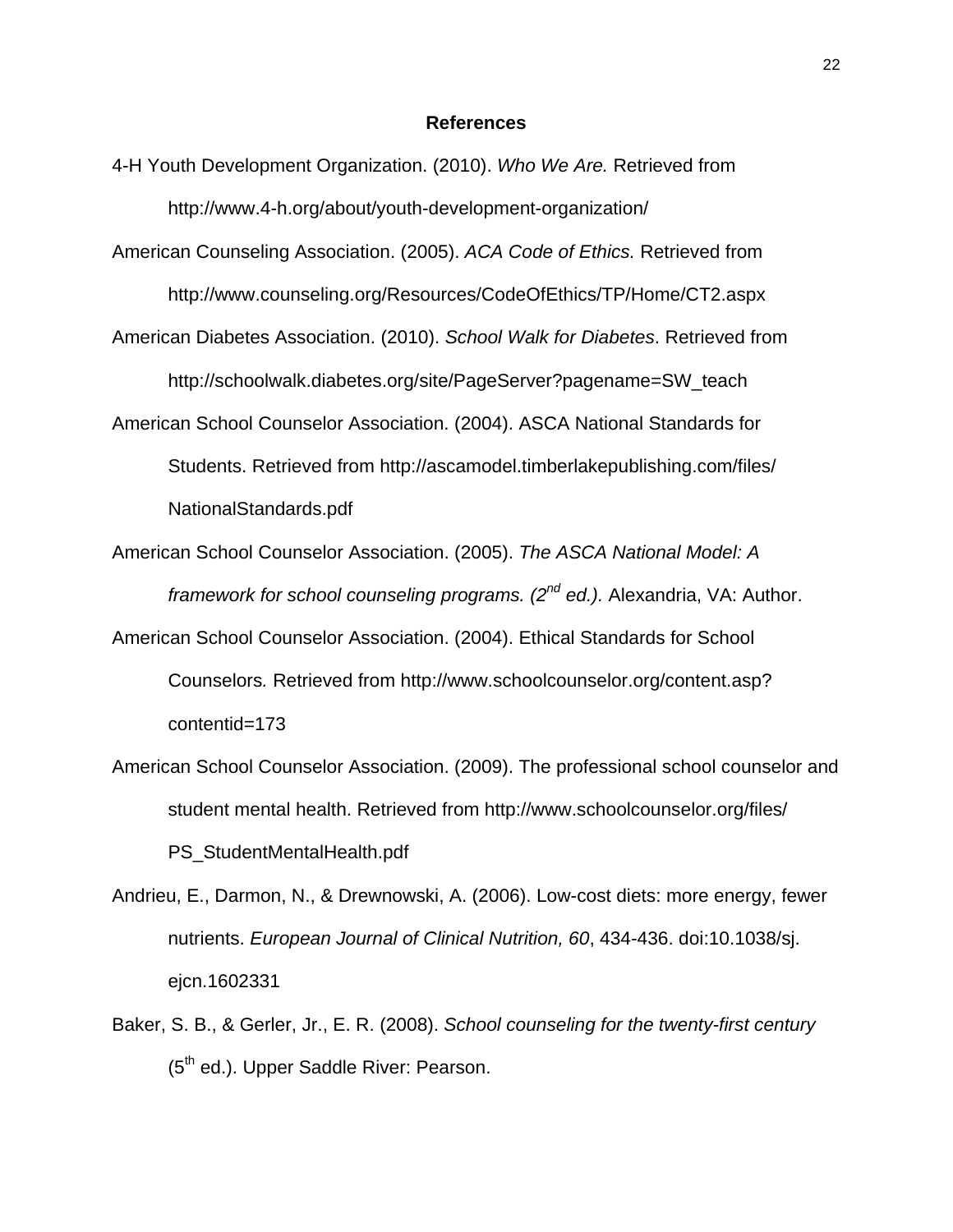# References

4-H Youth Development Organization. (2010). *Who We Are.* Retrieved from http://www.4-h.org/about/youth-development-organization/

American Counseling Association. (2005). *ACA Code of Ethics.* Retrieved from http://www.counseling.org/Resources/CodeOfEthics/TP/Home/CT2.aspx

American Diabetes Association. (2010). *School Walk for Diabetes*. Retrieved from http://schoolwalk.diabetes.org/site/PageServer?pagename=SW_teach

American School Counselor Association. (2004). ASCA National Standards for Students. Retrieved from http://ascamodel.timberlakepublishing.com/files/NationalStandards.pdf

American School Counselor Association. (2005). *The ASCA National Model: A framework for school counseling programs. (2nd ed.).* Alexandria, VA: Author.

American School Counselor Association. (2004). Ethical Standards for School Counselors*.* Retrieved from http://www.schoolcounselor.org/content.asp?contentid=173

American School Counselor Association. (2009). The professional school counselor and student mental health. Retrieved from http://www.schoolcounselor.org/files/PS_StudentMentalHealth.pdf

Andrieu, E., Darmon, N., & Drewnowski, A. (2006). Low-cost diets: more energy, fewer nutrients. *European Journal of Clinical Nutrition, 60*, 434-436. doi:10.1038/sj.ejcn.1602331

Baker, S. B., & Gerler, Jr., E. R. (2008). *School counseling for the twenty-first century* (5th ed.). Upper Saddle River: Pearson.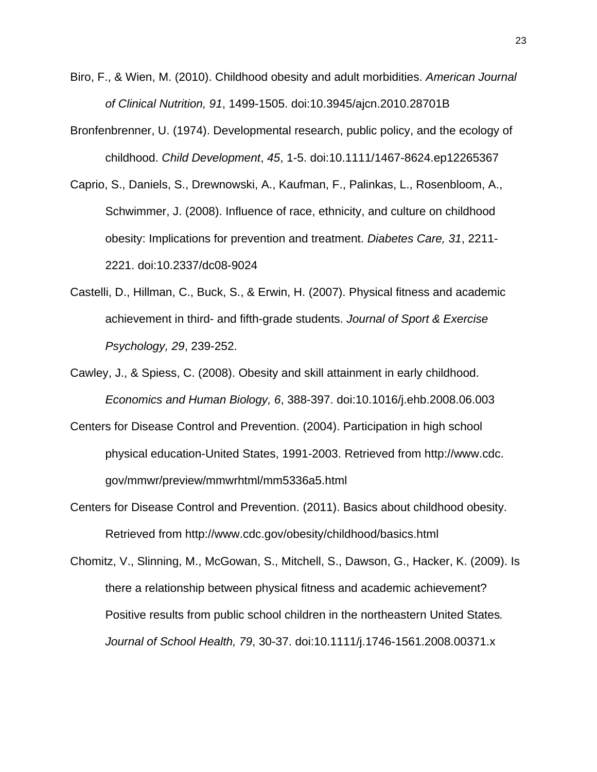Biro, F., & Wien, M. (2010). Childhood obesity and adult morbidities. *American Journal of Clinical Nutrition, 91*, 1499-1505. doi:10.3945/ajcn.2010.28701B

Bronfenbrenner, U. (1974). Developmental research, public policy, and the ecology of childhood. *Child Development*, *45*, 1-5. doi:10.1111/1467-8624.ep12265367

Caprio, S., Daniels, S., Drewnowski, A., Kaufman, F., Palinkas, L., Rosenbloom, A., Schwimmer, J. (2008). Influence of race, ethnicity, and culture on childhood obesity: Implications for prevention and treatment. *Diabetes Care, 31*, 2211-2221. doi:10.2337/dc08-9024

Castelli, D., Hillman, C., Buck, S., & Erwin, H. (2007). Physical fitness and academic achievement in third- and fifth-grade students. *Journal of Sport & Exercise Psychology, 29*, 239-252.

Cawley, J., & Spiess, C. (2008). Obesity and skill attainment in early childhood. *Economics and Human Biology, 6*, 388-397. doi:10.1016/j.ehb.2008.06.003

Centers for Disease Control and Prevention. (2004). Participation in high school physical education-United States, 1991-2003. Retrieved from http://www.cdc.gov/mmwr/preview/mmwrhtml/mm5336a5.html

Centers for Disease Control and Prevention. (2011). Basics about childhood obesity. Retrieved from http://www.cdc.gov/obesity/childhood/basics.html

Chomitz, V., Slinning, M., McGowan, S., Mitchell, S., Dawson, G., Hacker, K. (2009). Is there a relationship between physical fitness and academic achievement? Positive results from public school children in the northeastern United States*. Journal of School Health, 79*, 30-37. doi:10.1111/j.1746-1561.2008.00371.x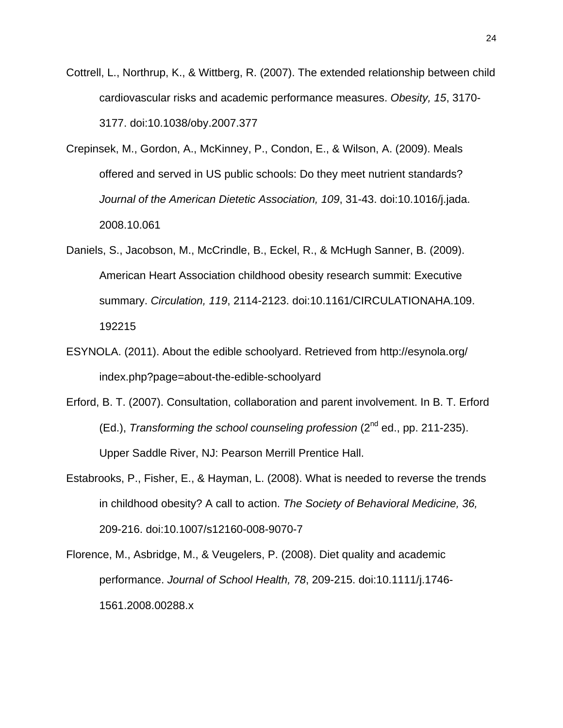Cottrell, L., Northrup, K., & Wittberg, R. (2007). The extended relationship between child cardiovascular risks and academic performance measures. *Obesity, 15*, 3170-3177. doi:10.1038/oby.2007.377

Crepinsek, M., Gordon, A., McKinney, P., Condon, E., & Wilson, A. (2009). Meals offered and served in US public schools: Do they meet nutrient standards? *Journal of the American Dietetic Association, 109*, 31-43. doi:10.1016/j.jada.2008.10.061

Daniels, S., Jacobson, M., McCrindle, B., Eckel, R., & McHugh Sanner, B. (2009). American Heart Association childhood obesity research summit: Executive summary. *Circulation, 119*, 2114-2123. doi:10.1161/CIRCULATIONAHA.109.192215

ESYNOLA. (2011). About the edible schoolyard. Retrieved from http://esynola.org/index.php?page=about-the-edible-schoolyard

Erford, B. T. (2007). Consultation, collaboration and parent involvement. In B. T. Erford (Ed.), *Transforming the school counseling profession* (2nd ed., pp. 211-235). Upper Saddle River, NJ: Pearson Merrill Prentice Hall.

Estabrooks, P., Fisher, E., & Hayman, L. (2008). What is needed to reverse the trends in childhood obesity? A call to action. *The Society of Behavioral Medicine, 36,* 209-216. doi:10.1007/s12160-008-9070-7

Florence, M., Asbridge, M., & Veugelers, P. (2008). Diet quality and academic performance. *Journal of School Health, 78*, 209-215. doi:10.1111/j.1746-1561.2008.00288.x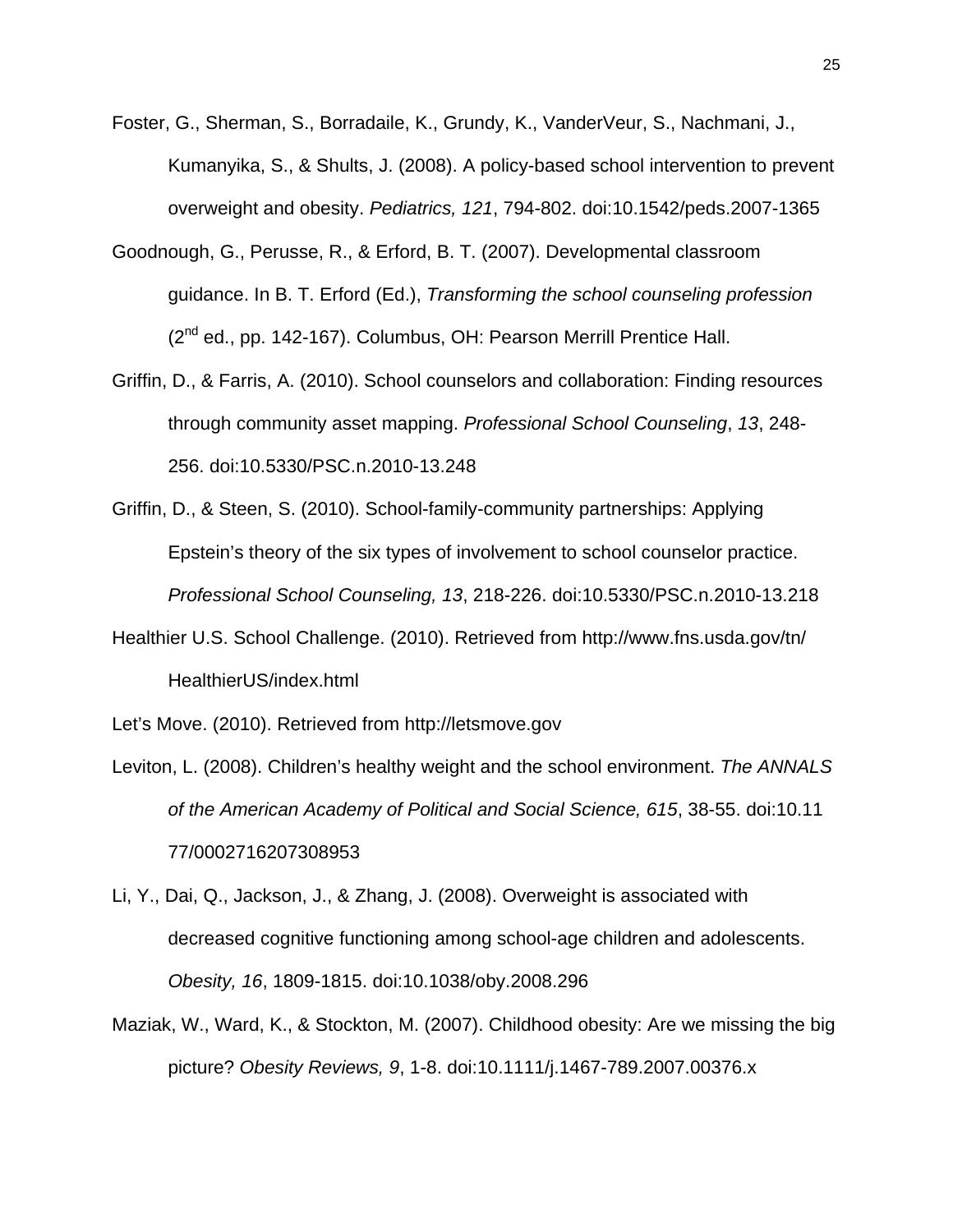Foster, G., Sherman, S., Borradaile, K., Grundy, K., VanderVeur, S., Nachmani, J., Kumanyika, S., & Shults, J. (2008). A policy-based school intervention to prevent overweight and obesity. *Pediatrics, 121*, 794-802. doi:10.1542/peds.2007-1365

Goodnough, G., Perusse, R., & Erford, B. T. (2007). Developmental classroom guidance. In B. T. Erford (Ed.), *Transforming the school counseling profession* (2nd ed., pp. 142-167). Columbus, OH: Pearson Merrill Prentice Hall.

Griffin, D., & Farris, A. (2010). School counselors and collaboration: Finding resources through community asset mapping. *Professional School Counseling*, *13*, 248-256. doi:10.5330/PSC.n.2010-13.248

Griffin, D., & Steen, S. (2010). School-family-community partnerships: Applying Epstein's theory of the six types of involvement to school counselor practice. *Professional School Counseling, 13*, 218-226. doi:10.5330/PSC.n.2010-13.218

Healthier U.S. School Challenge. (2010). Retrieved from http://www.fns.usda.gov/tn/HealthierUS/index.html

Let's Move. (2010). Retrieved from http://letsmove.gov

Leviton, L. (2008). Children's healthy weight and the school environment. *The ANNALS of the American Academy of Political and Social Science, 615*, 38-55. doi:10.1177/0002716207308953

Li, Y., Dai, Q., Jackson, J., & Zhang, J. (2008). Overweight is associated with decreased cognitive functioning among school-age children and adolescents. *Obesity, 16*, 1809-1815. doi:10.1038/oby.2008.296

Maziak, W., Ward, K., & Stockton, M. (2007). Childhood obesity: Are we missing the big picture? *Obesity Reviews, 9*, 1-8. doi:10.1111/j.1467-789.2007.00376.x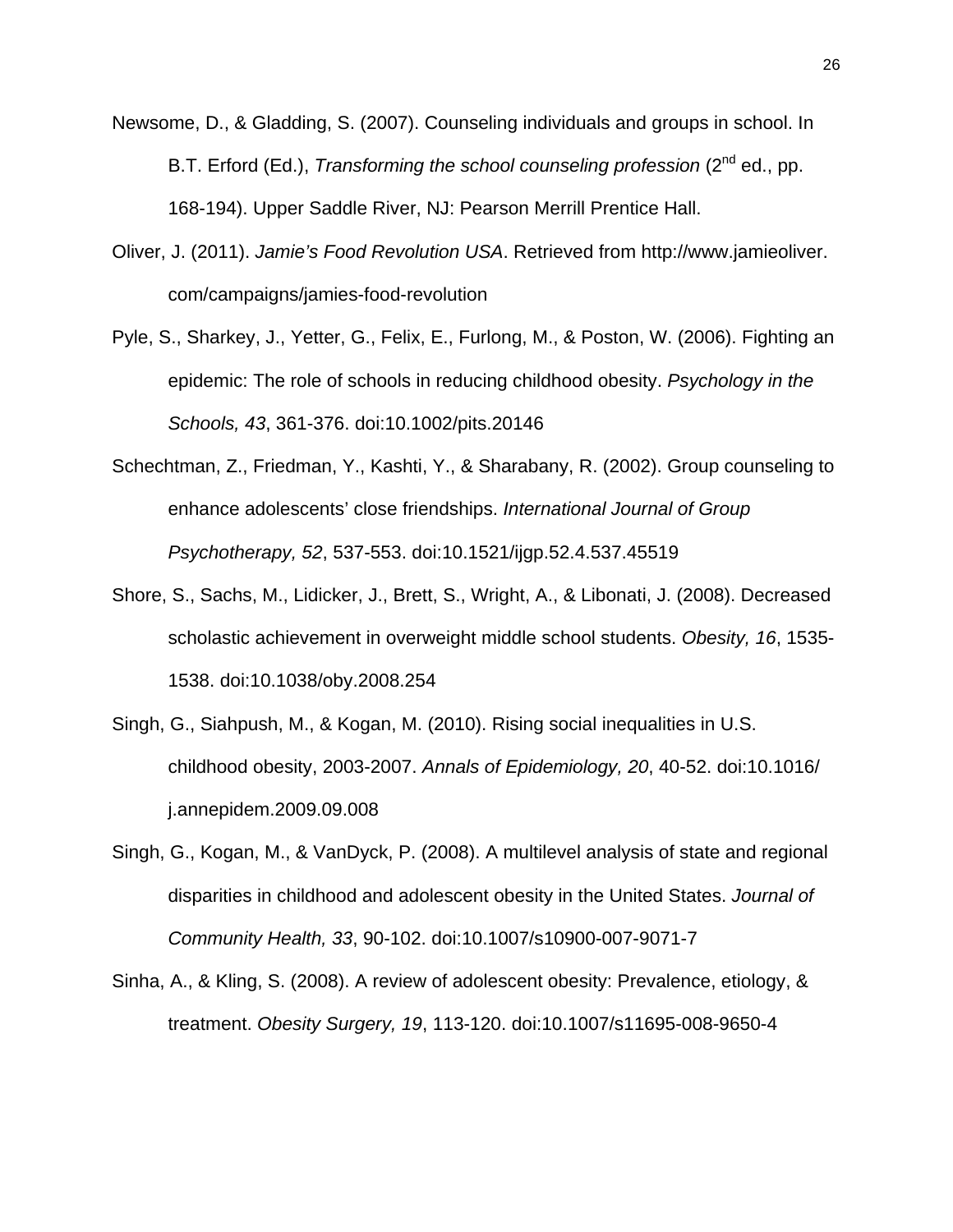Newsome, D., & Gladding, S. (2007). Counseling individuals and groups in school. In B.T. Erford (Ed.), *Transforming the school counseling profession* (2nd ed., pp. 168-194). Upper Saddle River, NJ: Pearson Merrill Prentice Hall.

Oliver, J. (2011). *Jamie's Food Revolution USA*. Retrieved from http://www.jamieoliver.com/campaigns/jamies-food-revolution

Pyle, S., Sharkey, J., Yetter, G., Felix, E., Furlong, M., & Poston, W. (2006). Fighting an epidemic: The role of schools in reducing childhood obesity. *Psychology in the Schools, 43*, 361-376. doi:10.1002/pits.20146

Schechtman, Z., Friedman, Y., Kashti, Y., & Sharabany, R. (2002). Group counseling to enhance adolescents' close friendships. *International Journal of Group Psychotherapy, 52*, 537-553. doi:10.1521/ijgp.52.4.537.45519

Shore, S., Sachs, M., Lidicker, J., Brett, S., Wright, A., & Libonati, J. (2008). Decreased scholastic achievement in overweight middle school students. *Obesity, 16*, 1535-1538. doi:10.1038/oby.2008.254

Singh, G., Siahpush, M., & Kogan, M. (2010). Rising social inequalities in U.S. childhood obesity, 2003-2007. *Annals of Epidemiology, 20*, 40-52. doi:10.1016/j.annepidem.2009.09.008

Singh, G., Kogan, M., & VanDyck, P. (2008). A multilevel analysis of state and regional disparities in childhood and adolescent obesity in the United States. *Journal of Community Health, 33*, 90-102. doi:10.1007/s10900-007-9071-7

Sinha, A., & Kling, S. (2008). A review of adolescent obesity: Prevalence, etiology, & treatment. *Obesity Surgery, 19*, 113-120. doi:10.1007/s11695-008-9650-4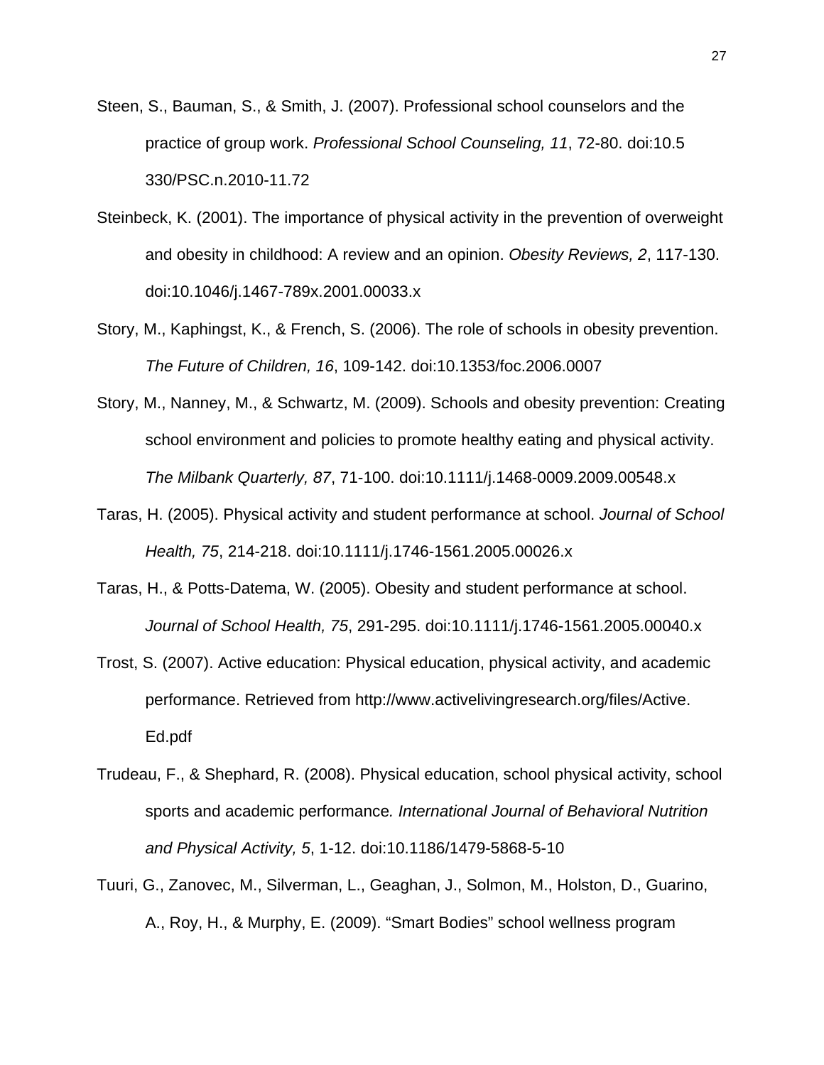Steen, S., Bauman, S., & Smith, J. (2007). Professional school counselors and the practice of group work. *Professional School Counseling, 11*, 72-80. doi:10.5330/PSC.n.2010-11.72

Steinbeck, K. (2001). The importance of physical activity in the prevention of overweight and obesity in childhood: A review and an opinion. *Obesity Reviews, 2*, 117-130. doi:10.1046/j.1467-789x.2001.00033.x

Story, M., Kaphingst, K., & French, S. (2006). The role of schools in obesity prevention. *The Future of Children, 16*, 109-142. doi:10.1353/foc.2006.0007

Story, M., Nanney, M., & Schwartz, M. (2009). Schools and obesity prevention: Creating school environment and policies to promote healthy eating and physical activity. *The Milbank Quarterly, 87*, 71-100. doi:10.1111/j.1468-0009.2009.00548.x

Taras, H. (2005). Physical activity and student performance at school. *Journal of School Health, 75*, 214-218. doi:10.1111/j.1746-1561.2005.00026.x

Taras, H., & Potts-Datema, W. (2005). Obesity and student performance at school. *Journal of School Health, 75*, 291-295. doi:10.1111/j.1746-1561.2005.00040.x

Trost, S. (2007). Active education: Physical education, physical activity, and academic performance. Retrieved from http://www.activelivingresearch.org/files/Active.Ed.pdf

Trudeau, F., & Shephard, R. (2008). Physical education, school physical activity, school sports and academic performance*. International Journal of Behavioral Nutrition and Physical Activity, 5*, 1-12. doi:10.1186/1479-5868-5-10

Tuuri, G., Zanovec, M., Silverman, L., Geaghan, J., Solmon, M., Holston, D., Guarino, A., Roy, H., & Murphy, E. (2009). "Smart Bodies" school wellness program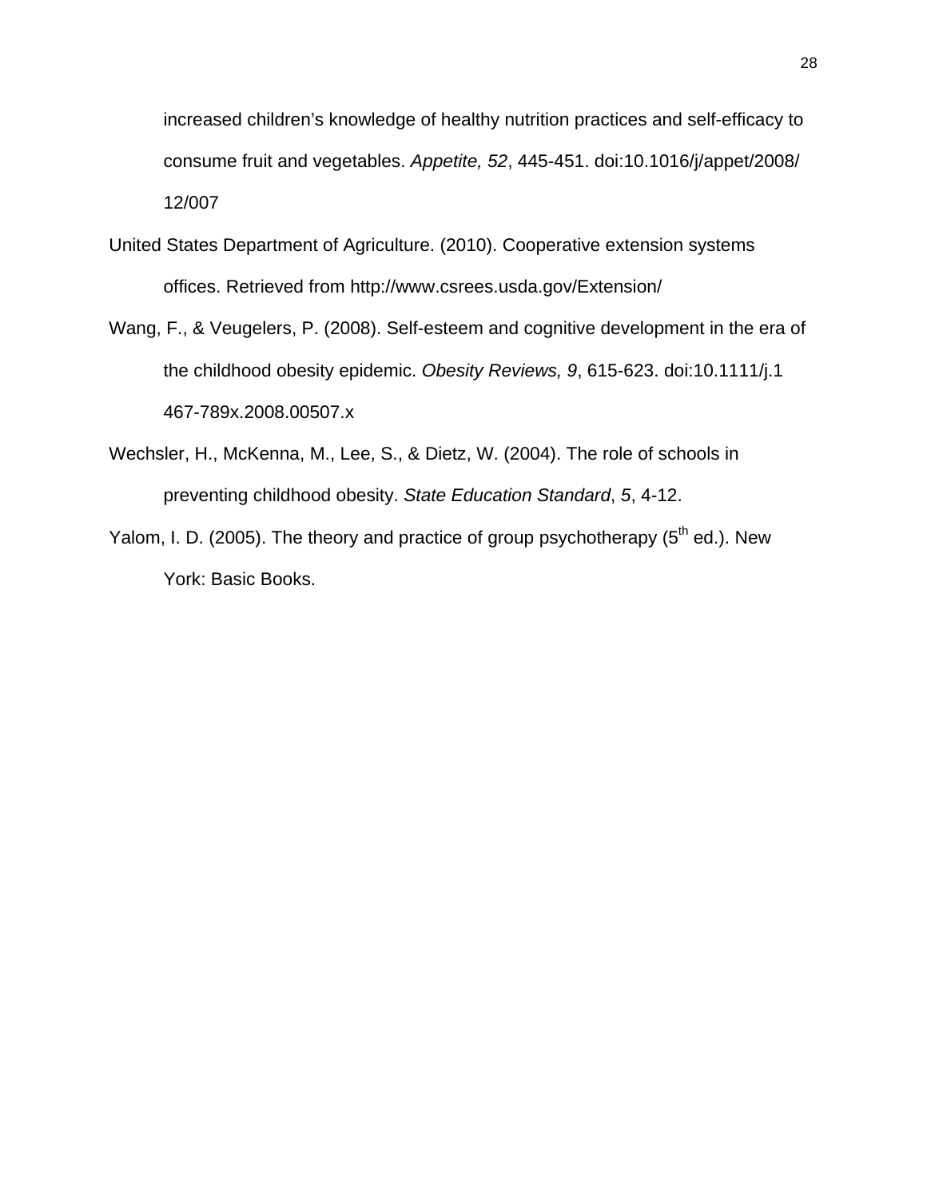increased children's knowledge of healthy nutrition practices and self-efficacy to consume fruit and vegetables. *Appetite, 52*, 445-451. doi:10.1016/j/appet/2008/12/007

United States Department of Agriculture. (2010). Cooperative extension systems offices. Retrieved from http://www.csrees.usda.gov/Extension/

Wang, F., & Veugelers, P. (2008). Self-esteem and cognitive development in the era of the childhood obesity epidemic. *Obesity Reviews, 9*, 615-623. doi:10.1111/j.1467-789x.2008.00507.x

Wechsler, H., McKenna, M., Lee, S., & Dietz, W. (2004). The role of schools in preventing childhood obesity. *State Education Standard*, *5*, 4-12.

Yalom, I. D. (2005). The theory and practice of group psychotherapy (5th ed.). New York: Basic Books.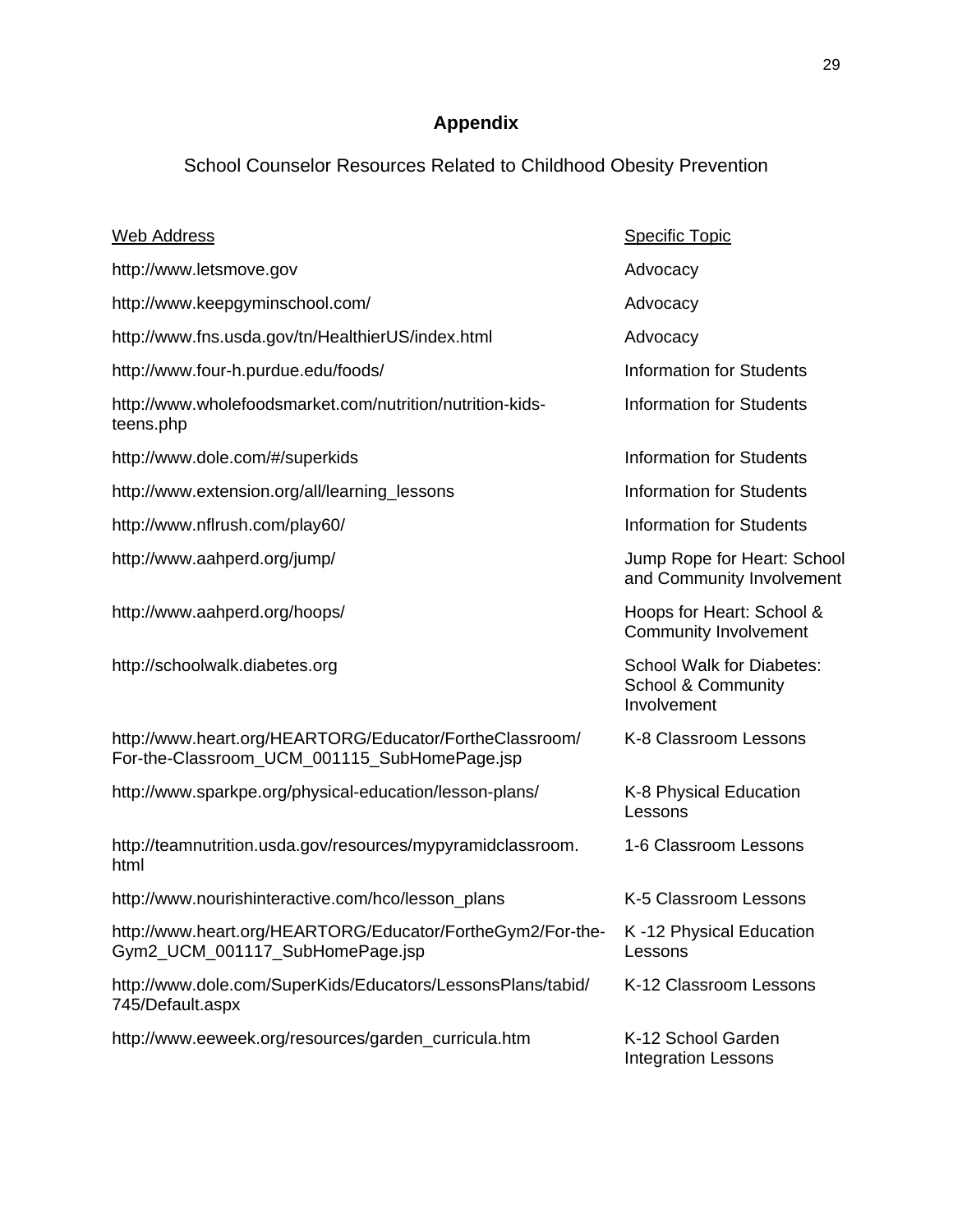## Appendix

School Counselor Resources Related to Childhood Obesity Prevention

| Web Address | Specific Topic |
| --- | --- |
| http://www.letsmove.gov | Advocacy |
| http://www.keepgyminschool.com/ | Advocacy |
| http://www.fns.usda.gov/tn/HealthierUS/index.html | Advocacy |
| http://www.four-h.purdue.edu/foods/ | Information for Students |
| http://www.wholefoodsmarket.com/nutrition/nutrition-kids-teens.php | Information for Students |
| http://www.dole.com/#/superkids | Information for Students |
| http://www.extension.org/all/learning_lessons | Information for Students |
| http://www.nflrush.com/play60/ | Information for Students |
| http://www.aahperd.org/jump/ | Jump Rope for Heart: School and Community Involvement |
| http://www.aahperd.org/hoops/ | Hoops for Heart: School & Community Involvement |
| http://schoolwalk.diabetes.org | School Walk for Diabetes: School & Community Involvement |
| http://www.heart.org/HEARTORG/Educator/FortheClassroom/For-the-Classroom_UCM_001115_SubHomePage.jsp | K-8 Classroom Lessons |
| http://www.sparkpe.org/physical-education/lesson-plans/ | K-8 Physical Education Lessons |
| http://teamnutrition.usda.gov/resources/mypyramidclassroom.html | 1-6 Classroom Lessons |
| http://www.nourishinteractive.com/hco/lesson_plans | K-5 Classroom Lessons |
| http://www.heart.org/HEARTORG/Educator/FortheGym2/For-the-Gym2_UCM_001117_SubHomePage.jsp | K -12 Physical Education Lessons |
| http://www.dole.com/SuperKids/Educators/LessonsPlans/tabid/745/Default.aspx | K-12 Classroom Lessons |
| http://www.eeweek.org/resources/garden_curricula.htm | K-12 School Garden Integration Lessons |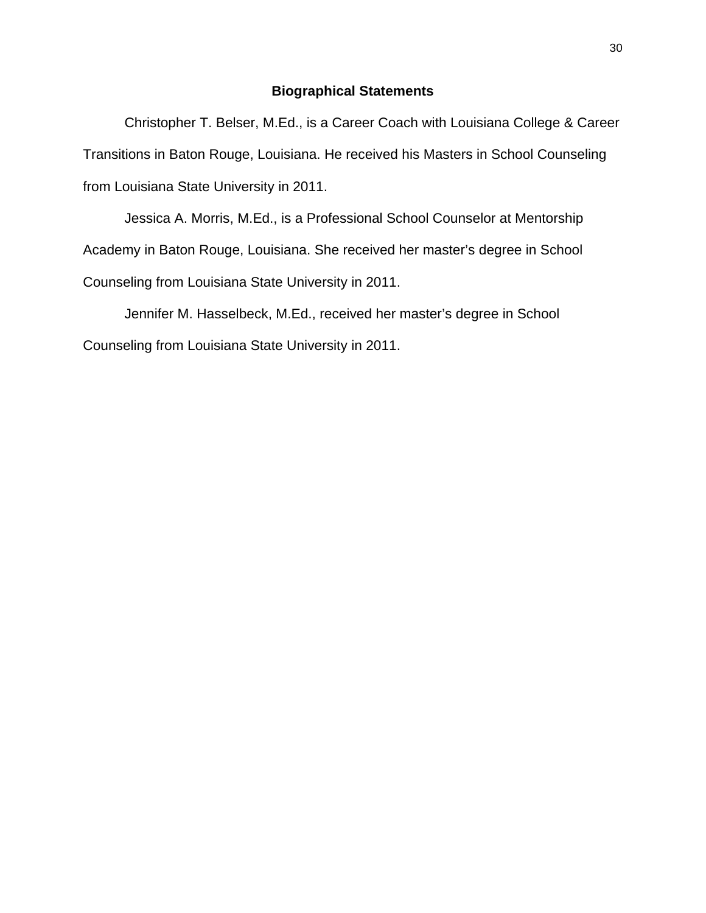## Biographical Statements

Christopher T. Belser, M.Ed., is a Career Coach with Louisiana College & Career Transitions in Baton Rouge, Louisiana. He received his Masters in School Counseling from Louisiana State University in 2011.

Jessica A. Morris, M.Ed., is a Professional School Counselor at Mentorship Academy in Baton Rouge, Louisiana. She received her master's degree in School Counseling from Louisiana State University in 2011.

Jennifer M. Hasselbeck, M.Ed., received her master's degree in School Counseling from Louisiana State University in 2011.